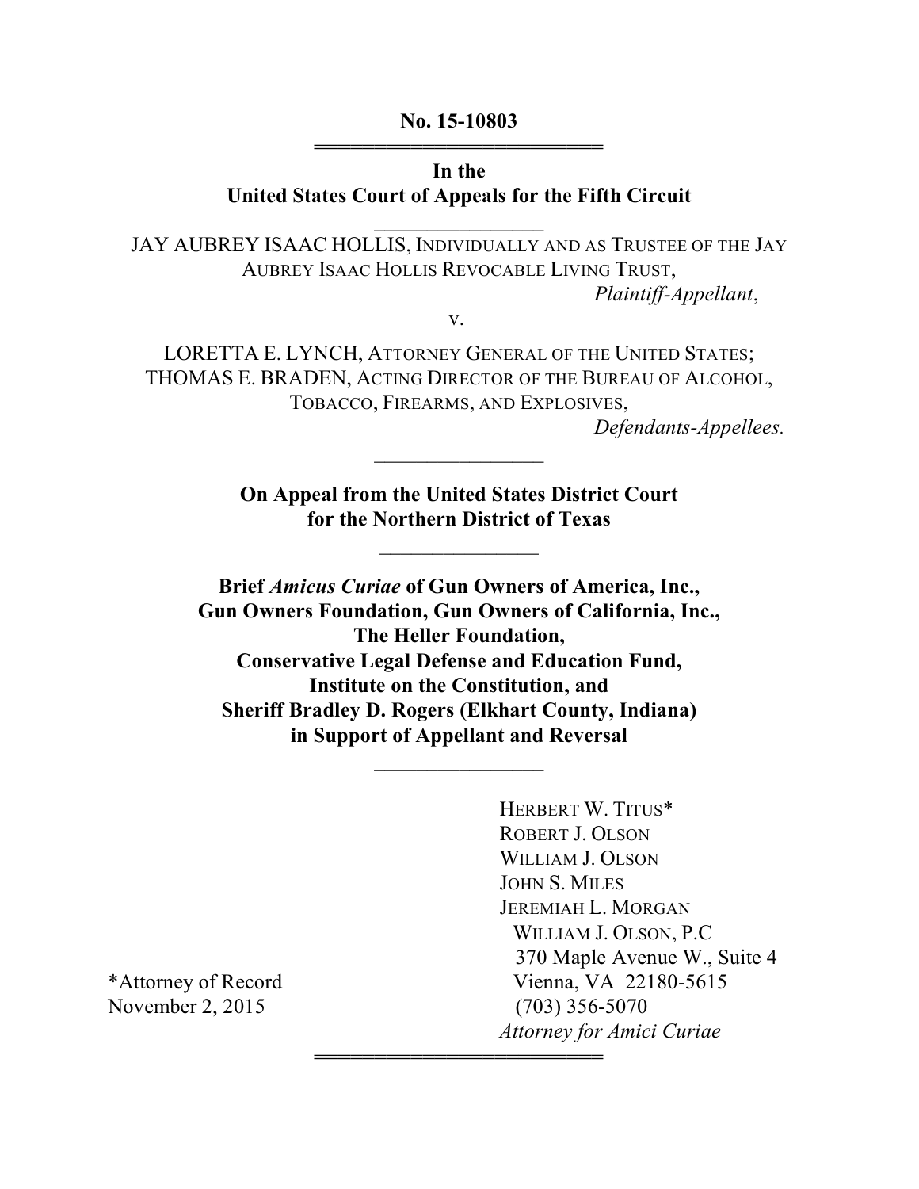**No. 15-10803**

---

**In the**
**United States Court of Appeals for the Fifth Circuit**

---

JAY AUBREY ISAAC HOLLIS, INDIVIDUALLY AND AS TRUSTEE OF THE JAY AUBREY ISAAC HOLLIS REVOCABLE LIVING TRUST,
*Plaintiff-Appellant*,

v.

LORETTA E. LYNCH, ATTORNEY GENERAL OF THE UNITED STATES; THOMAS E. BRADEN, ACTING DIRECTOR OF THE BUREAU OF ALCOHOL, TOBACCO, FIREARMS, AND EXPLOSIVES,
*Defendants-Appellees.*

---

**On Appeal from the United States District Court for the Northern District of Texas**

---

**Brief *Amicus Curiae* of Gun Owners of America, Inc., Gun Owners Foundation, Gun Owners of California, Inc., The Heller Foundation, Conservative Legal Defense and Education Fund, Institute on the Constitution, and Sheriff Bradley D. Rogers (Elkhart County, Indiana) in Support of Appellant and Reversal**

---

HERBERT W. TITUS*
ROBERT J. OLSON
WILLIAM J. OLSON
JOHN S. MILES
JEREMIAH L. MORGAN
WILLIAM J. OLSON, P.C
370 Maple Avenue W., Suite 4
Vienna, VA 22180-5615
(703) 356-5070
*Attorney for Amici Curiae*

*Attorney of Record
November 2, 2015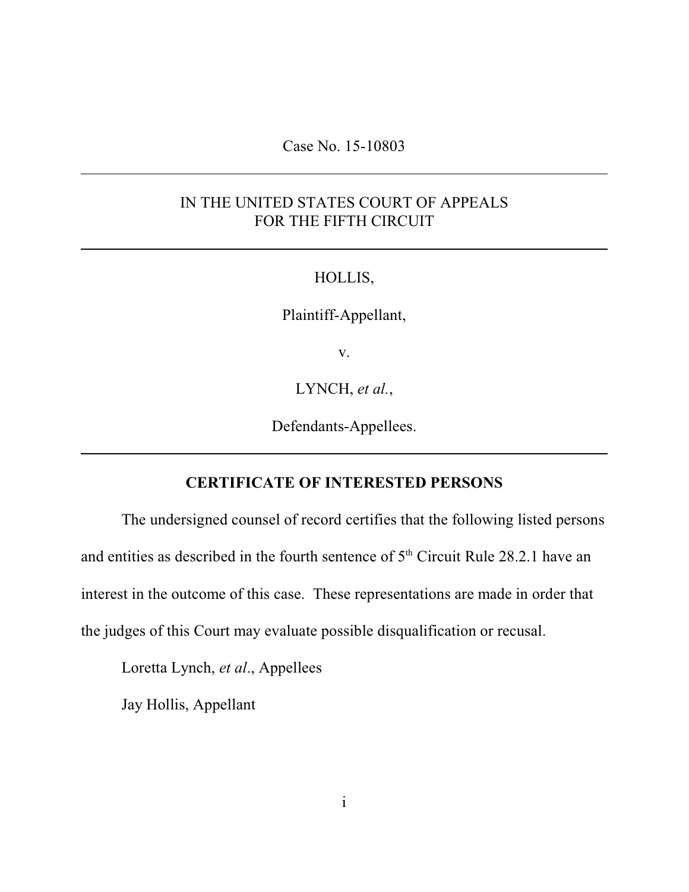Case No. 15-10803

---

IN THE UNITED STATES COURT OF APPEALS
FOR THE FIFTH CIRCUIT

---

HOLLIS,

Plaintiff-Appellant,

v.

LYNCH, *et al.*,

Defendants-Appellees.

---

**CERTIFICATE OF INTERESTED PERSONS**

The undersigned counsel of record certifies that the following listed persons and entities as described in the fourth sentence of 5th Circuit Rule 28.2.1 have an interest in the outcome of this case. These representations are made in order that the judges of this Court may evaluate possible disqualification or recusal.

Loretta Lynch, *et al*., Appellees

Jay Hollis, Appellant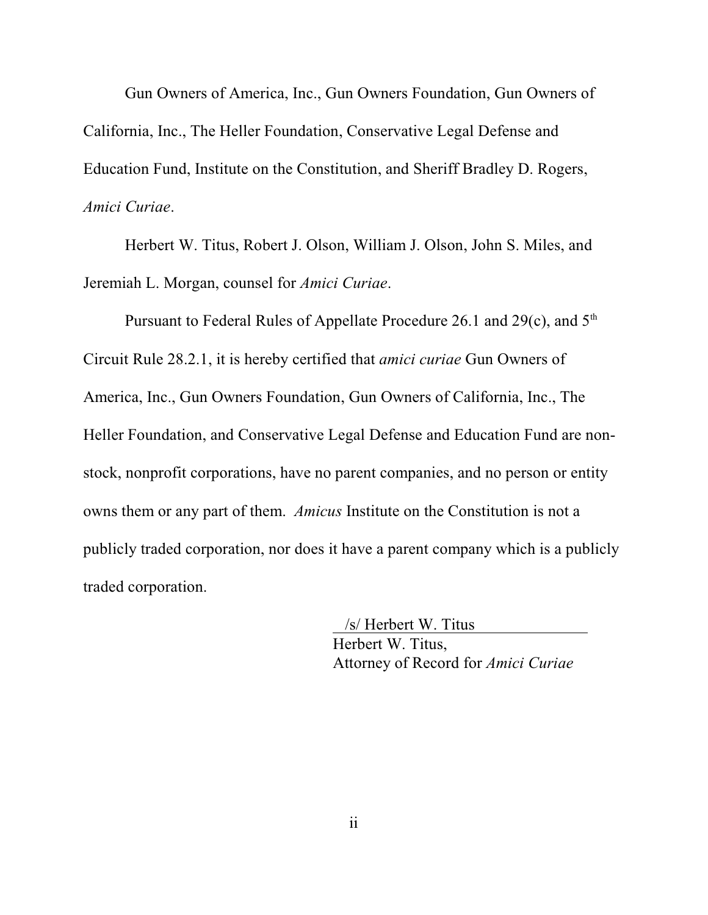Gun Owners of America, Inc., Gun Owners Foundation, Gun Owners of California, Inc., The Heller Foundation, Conservative Legal Defense and Education Fund, Institute on the Constitution, and Sheriff Bradley D. Rogers, *Amici Curiae*.

Herbert W. Titus, Robert J. Olson, William J. Olson, John S. Miles, and Jeremiah L. Morgan, counsel for *Amici Curiae*.

Pursuant to Federal Rules of Appellate Procedure 26.1 and 29(c), and 5th Circuit Rule 28.2.1, it is hereby certified that *amici curiae* Gun Owners of America, Inc., Gun Owners Foundation, Gun Owners of California, Inc., The Heller Foundation, and Conservative Legal Defense and Education Fund are non-stock, nonprofit corporations, have no parent companies, and no person or entity owns them or any part of them. *Amicus* Institute on the Constitution is not a publicly traded corporation, nor does it have a parent company which is a publicly traded corporation.

/s/ Herbert W. Titus
Herbert W. Titus,
Attorney of Record for *Amici Curiae*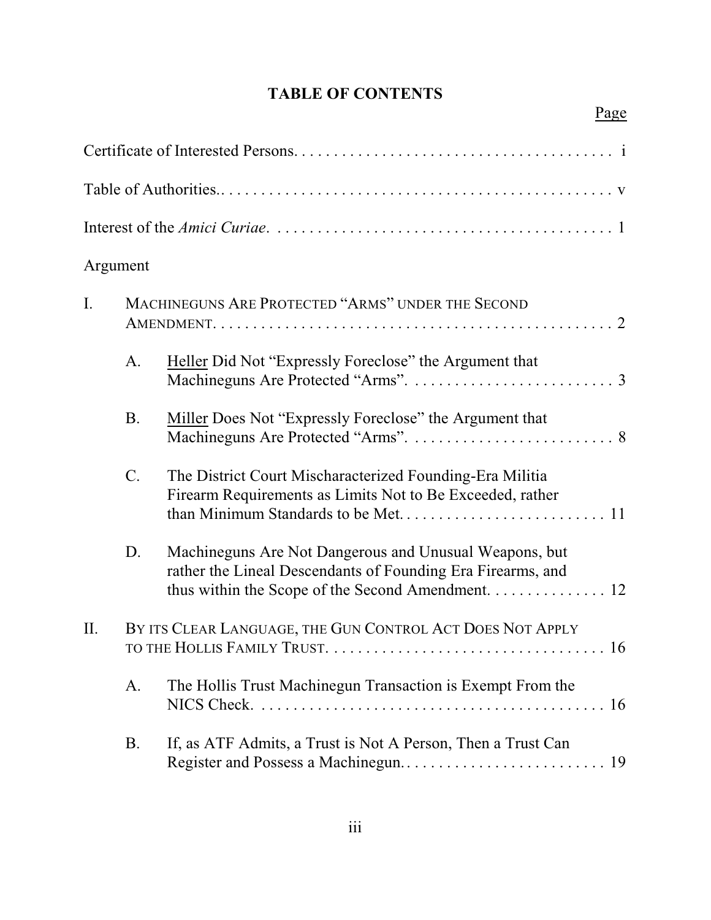# TABLE OF CONTENTS

| | Page |
|---|---|
| Certificate of Interested Persons | i |
| Table of Authorities | v |
| Interest of the *Amici Curiae* | 1 |
| Argument | |
| I. MACHINEGUNS ARE PROTECTED "ARMS" UNDER THE SECOND AMENDMENT | 2 |
| A. Heller Did Not "Expressly Foreclose" the Argument that Machineguns Are Protected "Arms" | 3 |
| B. Miller Does Not "Expressly Foreclose" the Argument that Machineguns Are Protected "Arms" | 8 |
| C. The District Court Mischaracterized Founding-Era Militia Firearm Requirements as Limits Not to Be Exceeded, rather than Minimum Standards to be Met | 11 |
| D. Machineguns Are Not Dangerous and Unusual Weapons, but rather the Lineal Descendants of Founding Era Firearms, and thus within the Scope of the Second Amendment | 12 |
| II. BY ITS CLEAR LANGUAGE, THE GUN CONTROL ACT DOES NOT APPLY TO THE HOLLIS FAMILY TRUST | 16 |
| A. The Hollis Trust Machinegun Transaction is Exempt From the NICS Check | 16 |
| B. If, as ATF Admits, a Trust is Not A Person, Then a Trust Can Register and Possess a Machinegun | 19 |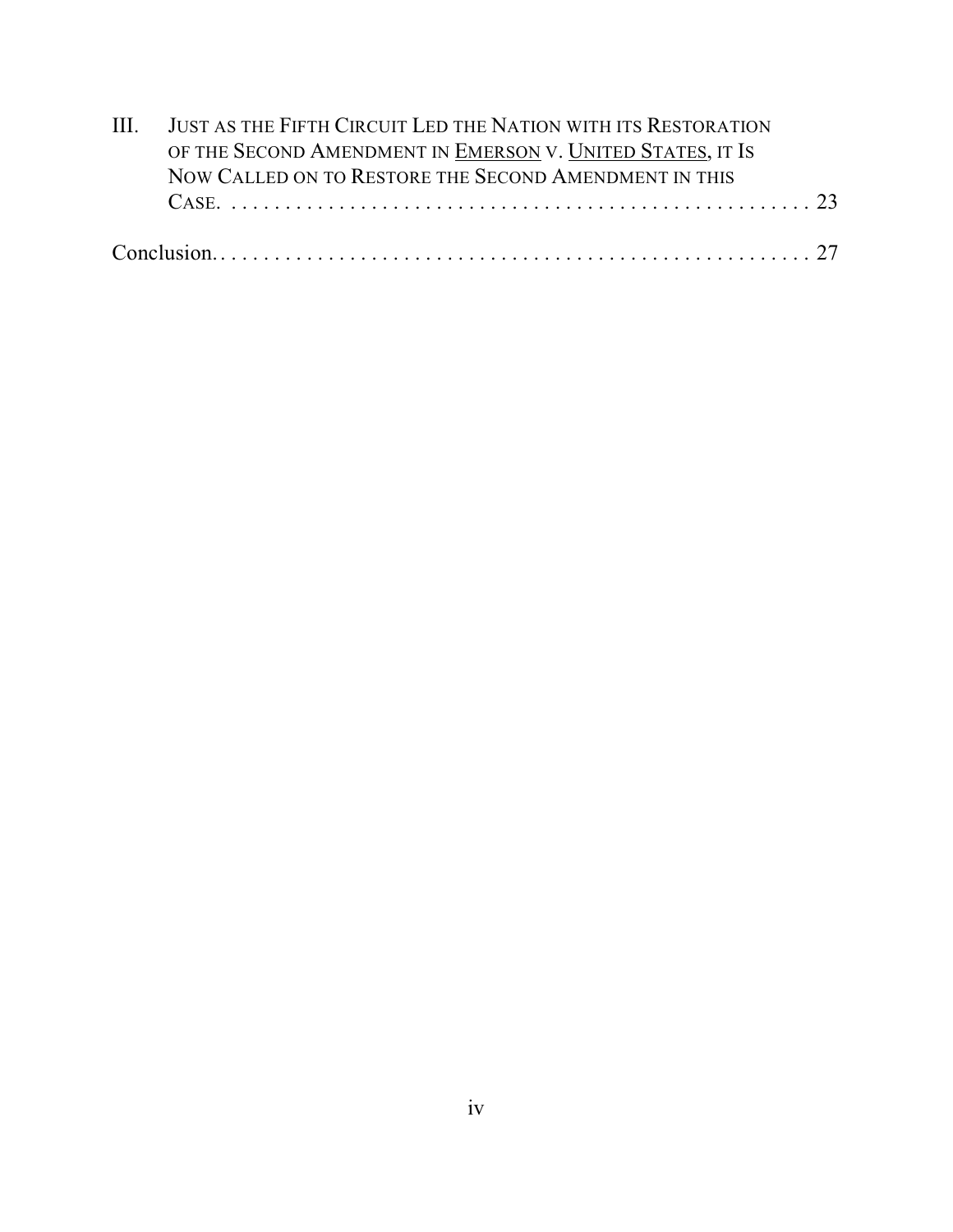III. JUST AS THE FIFTH CIRCUIT LED THE NATION WITH ITS RESTORATION OF THE SECOND AMENDMENT IN EMERSON V. UNITED STATES, IT IS NOW CALLED ON TO RESTORE THE SECOND AMENDMENT IN THIS CASE. . . . . . . . . . . . . . . . . . . . . . . . . . . . . . . . . . . . . . . . . . . . . . . . . . . . 23

Conclusion. . . . . . . . . . . . . . . . . . . . . . . . . . . . . . . . . . . . . . . . . . . . . . . . . . . . . . . 27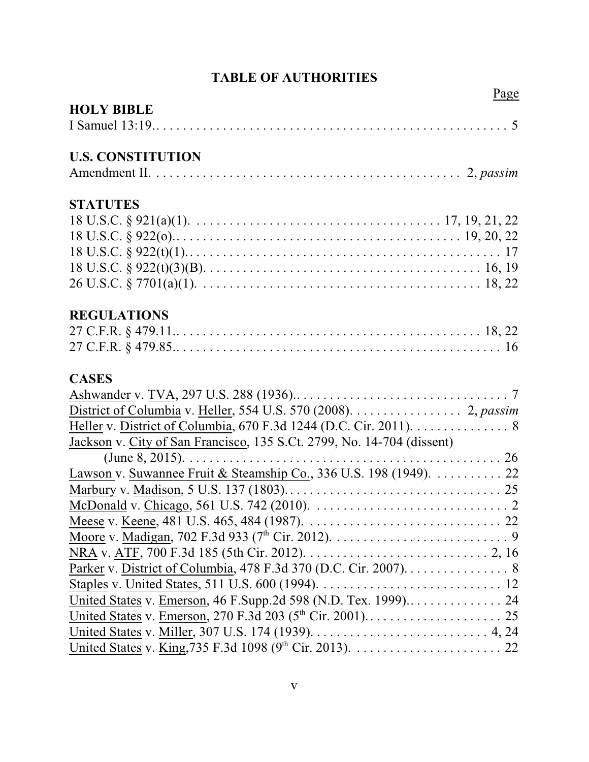# TABLE OF AUTHORITIES

Page

**HOLY BIBLE**

I Samuel 13:19. . . . . . . . . . . . . . . . . . . . . . . . . . . . . . . . . . . . . . . . . . . . . . . . . . . . . . . 5

**U.S. CONSTITUTION**

Amendment II. . . . . . . . . . . . . . . . . . . . . . . . . . . . . . . . . . . . . . . . . . . . . . 2, *passim*

**STATUTES**

18 U.S.C. § 921(a)(1). . . . . . . . . . . . . . . . . . . . . . . . . . . . . . . . . . . . . 17, 19, 21, 22
18 U.S.C. § 922(o). . . . . . . . . . . . . . . . . . . . . . . . . . . . . . . . . . . . . . . . . . 19, 20, 22
18 U.S.C. § 922(t)(1). . . . . . . . . . . . . . . . . . . . . . . . . . . . . . . . . . . . . . . . . . . . . . . 17
18 U.S.C. § 922(t)(3)(B). . . . . . . . . . . . . . . . . . . . . . . . . . . . . . . . . . . . . . . . . 16, 19
26 U.S.C. § 7701(a)(1). . . . . . . . . . . . . . . . . . . . . . . . . . . . . . . . . . . . . . . . . . . 18, 22

**REGULATIONS**

27 C.F.R. § 479.11. . . . . . . . . . . . . . . . . . . . . . . . . . . . . . . . . . . . . . . . . . . . . . 18, 22
27 C.F.R. § 479.85. . . . . . . . . . . . . . . . . . . . . . . . . . . . . . . . . . . . . . . . . . . . . . . . . 16

**CASES**

Ashwander v. TVA, 297 U.S. 288 (1936). . . . . . . . . . . . . . . . . . . . . . . . . . . . . . . . 7
District of Columbia v. Heller, 554 U.S. 570 (2008). . . . . . . . . . . . . . . . . 2, *passim*
Heller v. District of Columbia, 670 F.3d 1244 (D.C. Cir. 2011). . . . . . . . . . . . . . . 8
Jackson v. City of San Francisco, 135 S.Ct. 2799, No. 14-704 (dissent)
(June 8, 2015). . . . . . . . . . . . . . . . . . . . . . . . . . . . . . . . . . . . . . . . . . . . . . . . 26
Lawson v. Suwannee Fruit & Steamship Co., 336 U.S. 198 (1949). . . . . . . . . . . 22
Marbury v. Madison, 5 U.S. 137 (1803). . . . . . . . . . . . . . . . . . . . . . . . . . . . . . . . 25
McDonald v. Chicago, 561 U.S. 742 (2010). . . . . . . . . . . . . . . . . . . . . . . . . . . . . 2
Meese v. Keene, 481 U.S. 465, 484 (1987). . . . . . . . . . . . . . . . . . . . . . . . . . . . . 22
Moore v. Madigan, 702 F.3d 933 (7th Cir. 2012). . . . . . . . . . . . . . . . . . . . . . . . . . 9
NRA v. ATF, 700 F.3d 185 (5th Cir. 2012). . . . . . . . . . . . . . . . . . . . . . . . . . . 2, 16
Parker v. District of Columbia, 478 F.3d 370 (D.C. Cir. 2007). . . . . . . . . . . . . . . . 8
Staples v. United States, 511 U.S. 600 (1994). . . . . . . . . . . . . . . . . . . . . . . . . . . 12
United States v. Emerson, 46 F.Supp.2d 598 (N.D. Tex. 1999). . . . . . . . . . . . . . 24
United States v. Emerson, 270 F.3d 203 (5th Cir. 2001). . . . . . . . . . . . . . . . . . . . 25
United States v. Miller, 307 U.S. 174 (1939). . . . . . . . . . . . . . . . . . . . . . . . . . 4, 24
United States v. King,735 F.3d 1098 (9th Cir. 2013). . . . . . . . . . . . . . . . . . . . . . 22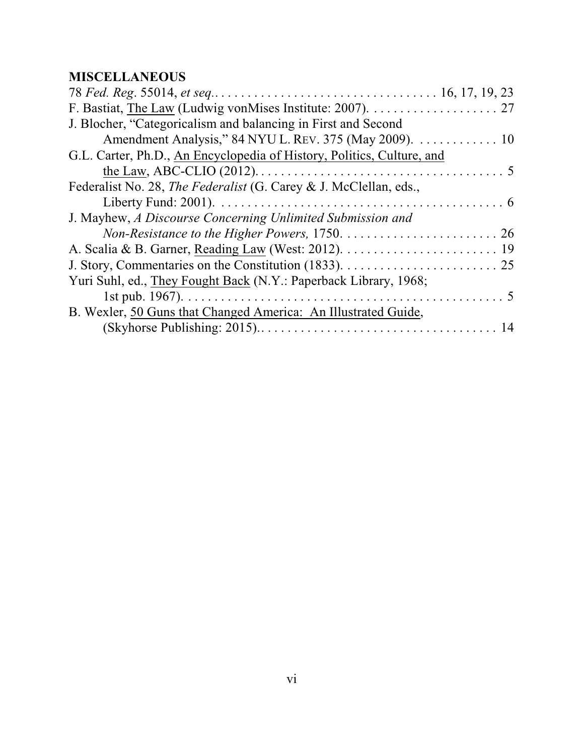**MISCELLANEOUS**

78 *Fed. Reg*. 55014, *et seq*. . . . . . . . . . . . . . . . . . . . . . . . . . . . . . . . . . 16, 17, 19, 23

F. Bastiat, The Law (Ludwig vonMises Institute: 2007). . . . . . . . . . . . . . . . . . . . 27

J. Blocher, "Categoricalism and balancing in First and Second Amendment Analysis," 84 NYU L. REV. 375 (May 2009). . . . . . . . . . . . . 10

G.L. Carter, Ph.D., An Encyclopedia of History, Politics, Culture, and the Law, ABC-CLIO (2012). . . . . . . . . . . . . . . . . . . . . . . . . . . . . . . . . . . . . . 5

Federalist No. 28, *The Federalist* (G. Carey & J. McClellan, eds., Liberty Fund: 2001). . . . . . . . . . . . . . . . . . . . . . . . . . . . . . . . . . . . . . . . . . . . 6

J. Mayhew, *A Discourse Concerning Unlimited Submission and Non-Resistance to the Higher Powers,* 1750. . . . . . . . . . . . . . . . . . . . . . . . 26

A. Scalia & B. Garner, Reading Law (West: 2012). . . . . . . . . . . . . . . . . . . . . . . . 19

J. Story, Commentaries on the Constitution (1833). . . . . . . . . . . . . . . . . . . . . . . . 25

Yuri Suhl, ed., They Fought Back (N.Y.: Paperback Library, 1968; 1st pub. 1967). . . . . . . . . . . . . . . . . . . . . . . . . . . . . . . . . . . . . . . . . . . . . . . . . . . 5

B. Wexler, 50 Guns that Changed America: An Illustrated Guide, (Skyhorse Publishing: 2015).. . . . . . . . . . . . . . . . . . . . . . . . . . . . . . . . . . . . 14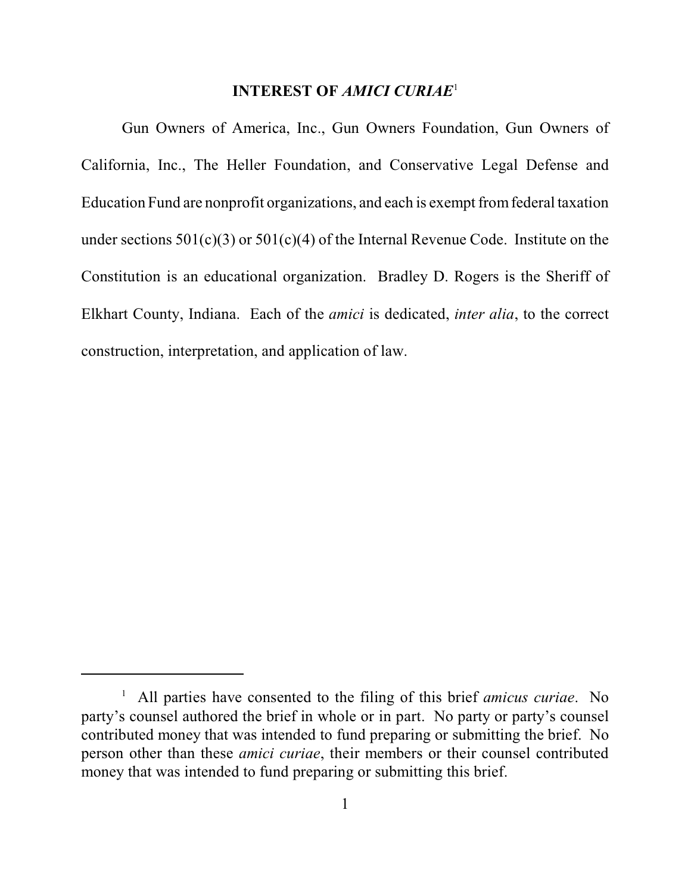## INTEREST OF *AMICI CURIAE*[1]

Gun Owners of America, Inc., Gun Owners Foundation, Gun Owners of California, Inc., The Heller Foundation, and Conservative Legal Defense and Education Fund are nonprofit organizations, and each is exempt from federal taxation under sections 501(c)(3) or 501(c)(4) of the Internal Revenue Code. Institute on the Constitution is an educational organization. Bradley D. Rogers is the Sheriff of Elkhart County, Indiana. Each of the *amici* is dedicated, *inter alia*, to the correct construction, interpretation, and application of law.

---

[1] All parties have consented to the filing of this brief *amicus curiae*. No party's counsel authored the brief in whole or in part. No party or party's counsel contributed money that was intended to fund preparing or submitting the brief. No person other than these *amici curiae*, their members or their counsel contributed money that was intended to fund preparing or submitting this brief.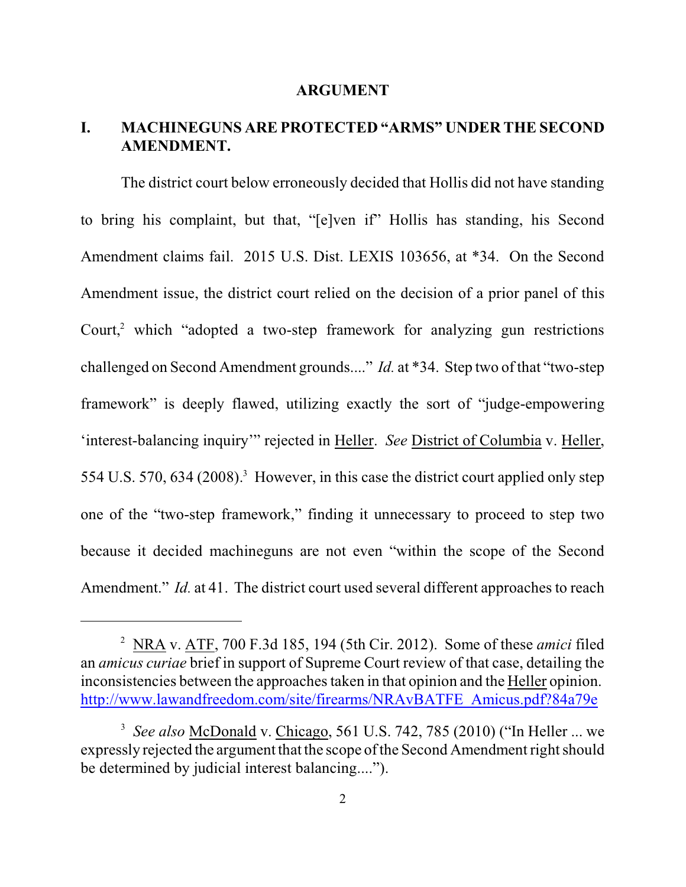## ARGUMENT

### I. MACHINEGUNS ARE PROTECTED "ARMS" UNDER THE SECOND AMENDMENT.

The district court below erroneously decided that Hollis did not have standing to bring his complaint, but that, "[e]ven if" Hollis has standing, his Second Amendment claims fail. 2015 U.S. Dist. LEXIS 103656, at *34. On the Second Amendment issue, the district court relied on the decision of a prior panel of this Court,[2] which "adopted a two-step framework for analyzing gun restrictions challenged on Second Amendment grounds...." *Id.* at *34. Step two of that "two-step framework" is deeply flawed, utilizing exactly the sort of "judge-empowering 'interest-balancing inquiry'" rejected in Heller. *See* District of Columbia v. Heller, 554 U.S. 570, 634 (2008).[3] However, in this case the district court applied only step one of the "two-step framework," finding it unnecessary to proceed to step two because it decided machineguns are not even "within the scope of the Second Amendment." *Id.* at 41. The district court used several different approaches to reach

---

[2] NRA v. ATF, 700 F.3d 185, 194 (5th Cir. 2012). Some of these *amici* filed an *amicus curiae* brief in support of Supreme Court review of that case, detailing the inconsistencies between the approaches taken in that opinion and the Heller opinion. http://www.lawandfreedom.com/site/firearms/NRAvBATFE_Amicus.pdf?84a79e

[3] *See also* McDonald v. Chicago, 561 U.S. 742, 785 (2010) ("In Heller ... we expressly rejected the argument that the scope of the Second Amendment right should be determined by judicial interest balancing....").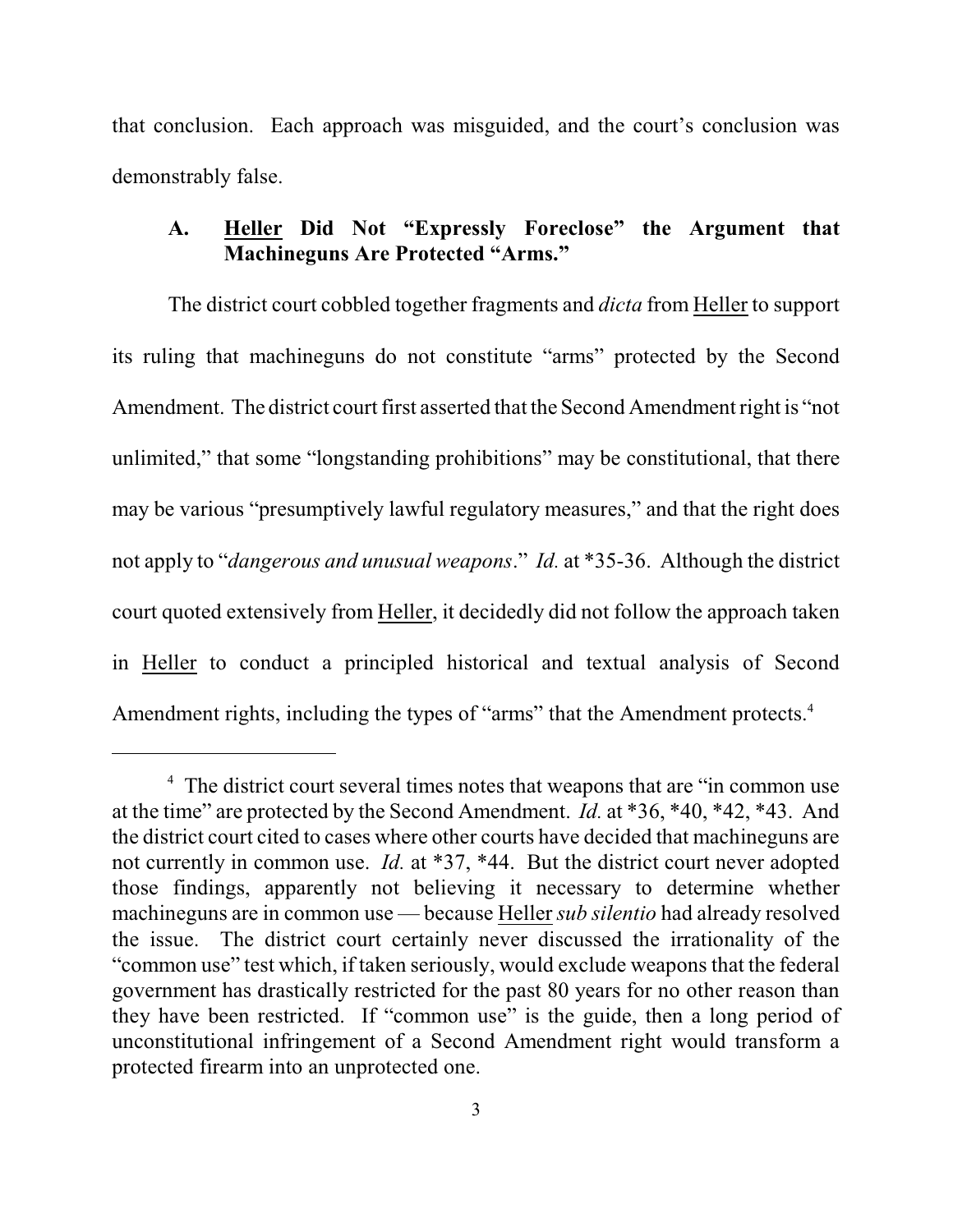that conclusion. Each approach was misguided, and the court's conclusion was demonstrably false.

### A. Heller Did Not "Expressly Foreclose" the Argument that Machineguns Are Protected "Arms."

The district court cobbled together fragments and *dicta* from Heller to support its ruling that machineguns do not constitute "arms" protected by the Second Amendment. The district court first asserted that the Second Amendment right is "not unlimited," that some "longstanding prohibitions" may be constitutional, that there may be various "presumptively lawful regulatory measures," and that the right does not apply to "*dangerous and unusual weapons*." *Id.* at *35-36. Although the district court quoted extensively from Heller, it decidedly did not follow the approach taken in Heller to conduct a principled historical and textual analysis of Second Amendment rights, including the types of "arms" that the Amendment protects.[4]

---

[4] The district court several times notes that weapons that are "in common use at the time" are protected by the Second Amendment. *Id.* at *36, *40, *42, *43. And the district court cited to cases where other courts have decided that machineguns are not currently in common use. *Id.* at *37, *44. But the district court never adopted those findings, apparently not believing it necessary to determine whether machineguns are in common use — because Heller *sub silentio* had already resolved the issue. The district court certainly never discussed the irrationality of the "common use" test which, if taken seriously, would exclude weapons that the federal government has drastically restricted for the past 80 years for no other reason than they have been restricted. If "common use" is the guide, then a long period of unconstitutional infringement of a Second Amendment right would transform a protected firearm into an unprotected one.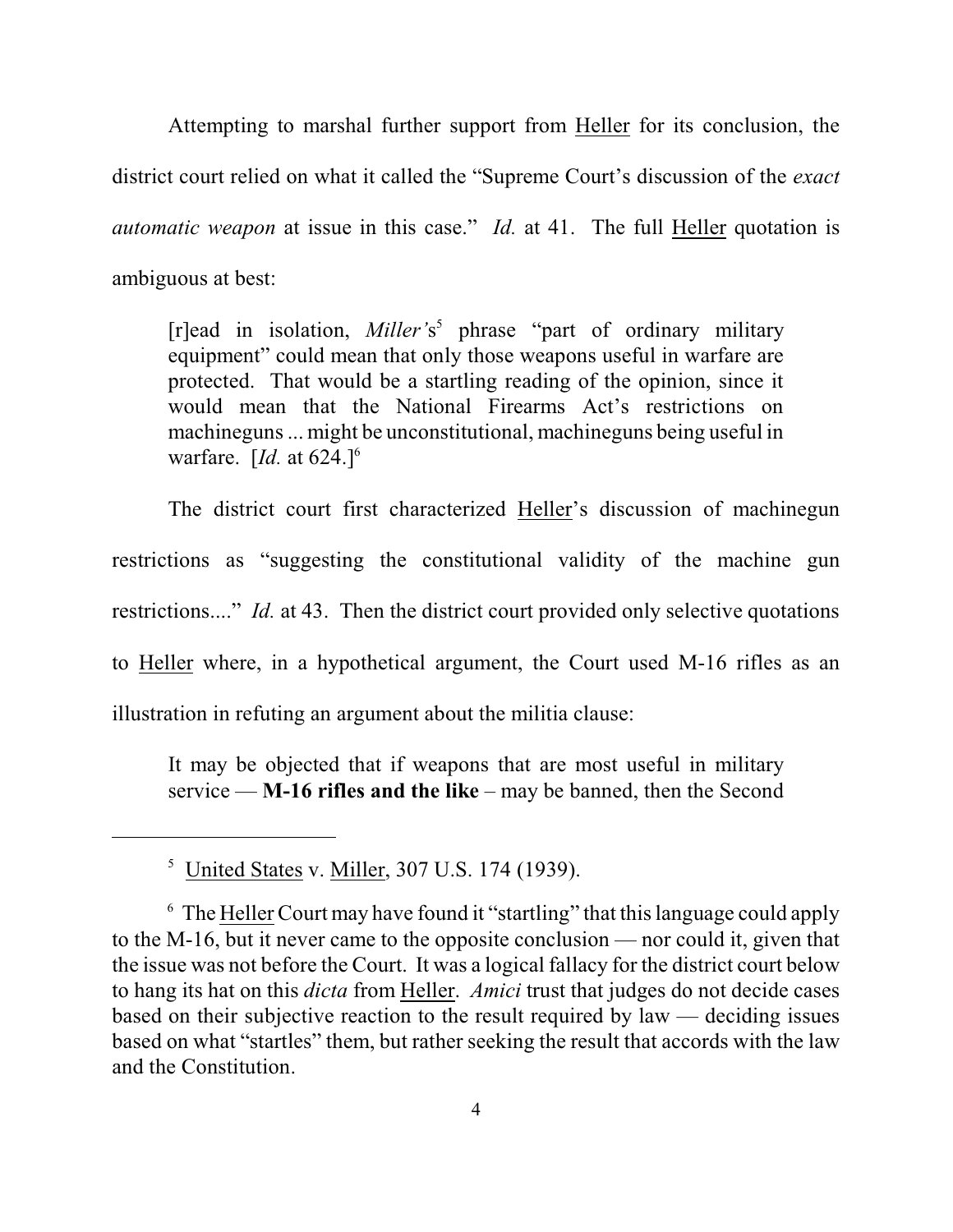Attempting to marshal further support from Heller for its conclusion, the district court relied on what it called the "Supreme Court's discussion of the *exact automatic weapon* at issue in this case." *Id.* at 41. The full Heller quotation is ambiguous at best:

> [r]ead in isolation, *Miller's*[5] phrase "part of ordinary military equipment" could mean that only those weapons useful in warfare are protected. That would be a startling reading of the opinion, since it would mean that the National Firearms Act's restrictions on machineguns ... might be unconstitutional, machineguns being useful in warfare. [*Id.* at 624.][6]

The district court first characterized Heller's discussion of machinegun restrictions as "suggesting the constitutional validity of the machine gun restrictions...." *Id.* at 43. Then the district court provided only selective quotations to Heller where, in a hypothetical argument, the Court used M-16 rifles as an illustration in refuting an argument about the militia clause:

> It may be objected that if weapons that are most useful in military service — **M-16 rifles and the like** – may be banned, then the Second

---

[5] United States v. Miller, 307 U.S. 174 (1939).

[6] The Heller Court may have found it "startling" that this language could apply to the M-16, but it never came to the opposite conclusion — nor could it, given that the issue was not before the Court. It was a logical fallacy for the district court below to hang its hat on this *dicta* from Heller. *Amici* trust that judges do not decide cases based on their subjective reaction to the result required by law — deciding issues based on what "startles" them, but rather seeking the result that accords with the law and the Constitution.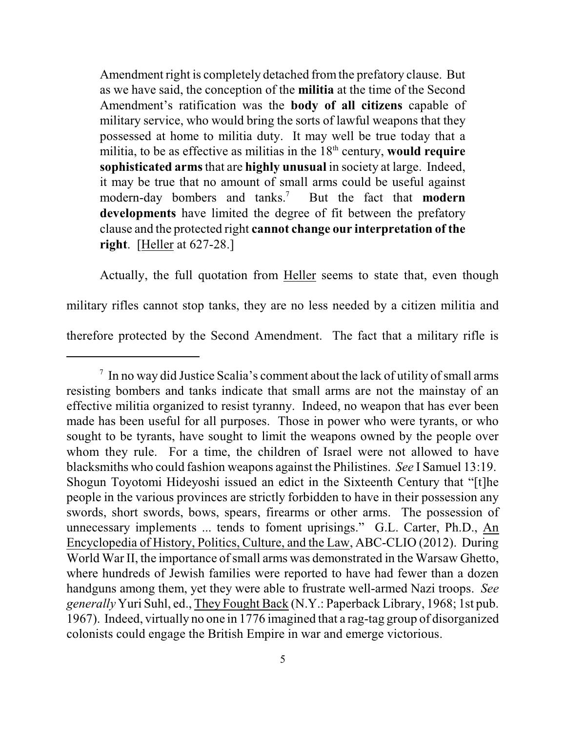> Amendment right is completely detached from the prefatory clause. But as we have said, the conception of the **militia** at the time of the Second Amendment's ratification was the **body of all citizens** capable of military service, who would bring the sorts of lawful weapons that they possessed at home to militia duty. It may well be true today that a militia, to be as effective as militias in the 18th century, **would require sophisticated arms** that are **highly unusual** in society at large. Indeed, it may be true that no amount of small arms could be useful against modern-day bombers and tanks.[7] But the fact that **modern developments** have limited the degree of fit between the prefatory clause and the protected right **cannot change our interpretation of the right**. [Heller at 627-28.]

Actually, the full quotation from Heller seems to state that, even though military rifles cannot stop tanks, they are no less needed by a citizen militia and therefore protected by the Second Amendment. The fact that a military rifle is

---

[7] In no way did Justice Scalia's comment about the lack of utility of small arms resisting bombers and tanks indicate that small arms are not the mainstay of an effective militia organized to resist tyranny. Indeed, no weapon that has ever been made has been useful for all purposes. Those in power who were tyrants, or who sought to be tyrants, have sought to limit the weapons owned by the people over whom they rule. For a time, the children of Israel were not allowed to have blacksmiths who could fashion weapons against the Philistines. *See* I Samuel 13:19. Shogun Toyotomi Hideyoshi issued an edict in the Sixteenth Century that "[t]he people in the various provinces are strictly forbidden to have in their possession any swords, short swords, bows, spears, firearms or other arms. The possession of unnecessary implements ... tends to foment uprisings." G.L. Carter, Ph.D., An Encyclopedia of History, Politics, Culture, and the Law, ABC-CLIO (2012). During World War II, the importance of small arms was demonstrated in the Warsaw Ghetto, where hundreds of Jewish families were reported to have had fewer than a dozen handguns among them, yet they were able to frustrate well-armed Nazi troops. *See generally* Yuri Suhl, ed., They Fought Back (N.Y.: Paperback Library, 1968; 1st pub. 1967). Indeed, virtually no one in 1776 imagined that a rag-tag group of disorganized colonists could engage the British Empire in war and emerge victorious.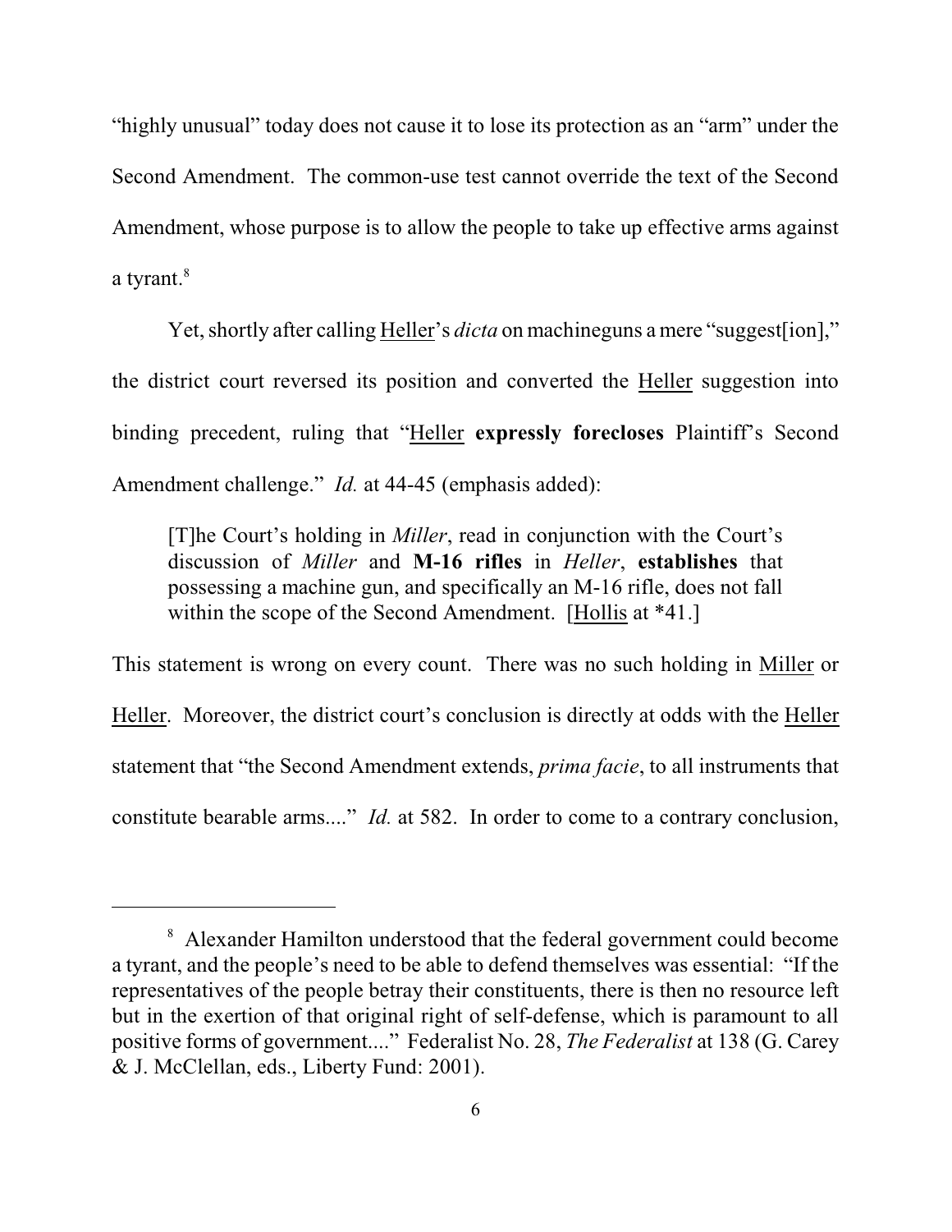"highly unusual" today does not cause it to lose its protection as an "arm" under the Second Amendment. The common-use test cannot override the text of the Second Amendment, whose purpose is to allow the people to take up effective arms against a tyrant.[8]

Yet, shortly after calling Heller's *dicta* on machineguns a mere "suggest[ion]," the district court reversed its position and converted the Heller suggestion into binding precedent, ruling that "Heller **expressly forecloses** Plaintiff's Second Amendment challenge." *Id.* at 44-45 (emphasis added):

> [T]he Court's holding in *Miller*, read in conjunction with the Court's discussion of *Miller* and **M-16 rifles** in *Heller*, **establishes** that possessing a machine gun, and specifically an M-16 rifle, does not fall within the scope of the Second Amendment. [Hollis at *41.]

This statement is wrong on every count. There was no such holding in Miller or Heller. Moreover, the district court's conclusion is directly at odds with the Heller statement that "the Second Amendment extends, *prima facie*, to all instruments that constitute bearable arms...." *Id.* at 582. In order to come to a contrary conclusion,

---

[8] Alexander Hamilton understood that the federal government could become a tyrant, and the people's need to be able to defend themselves was essential: "If the representatives of the people betray their constituents, there is then no resource left but in the exertion of that original right of self-defense, which is paramount to all positive forms of government...." Federalist No. 28, *The Federalist* at 138 (G. Carey & J. McClellan, eds., Liberty Fund: 2001).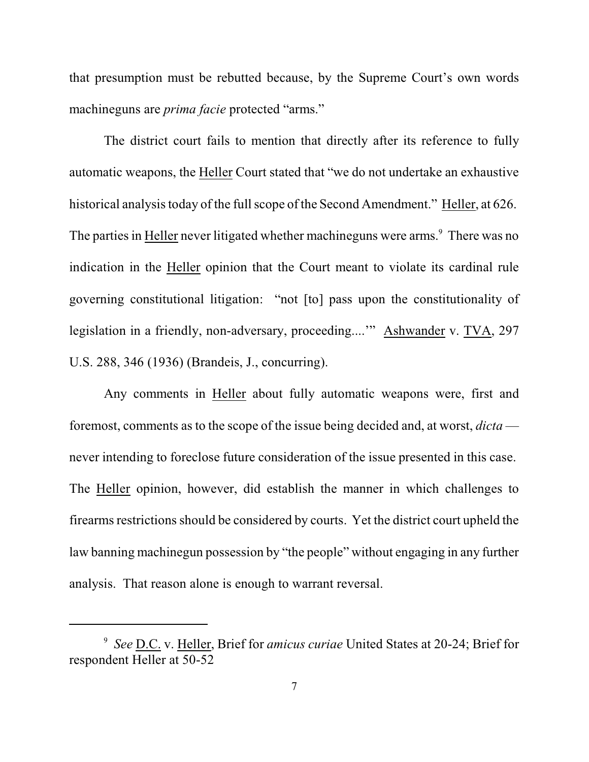that presumption must be rebutted because, by the Supreme Court's own words machineguns are *prima facie* protected "arms."

The district court fails to mention that directly after its reference to fully automatic weapons, the Heller Court stated that "we do not undertake an exhaustive historical analysis today of the full scope of the Second Amendment." Heller, at 626. The parties in Heller never litigated whether machineguns were arms.[9] There was no indication in the Heller opinion that the Court meant to violate its cardinal rule governing constitutional litigation: "not [to] pass upon the constitutionality of legislation in a friendly, non-adversary, proceeding....'" Ashwander v. TVA, 297 U.S. 288, 346 (1936) (Brandeis, J., concurring).

Any comments in Heller about fully automatic weapons were, first and foremost, comments as to the scope of the issue being decided and, at worst, *dicta* — never intending to foreclose future consideration of the issue presented in this case. The Heller opinion, however, did establish the manner in which challenges to firearms restrictions should be considered by courts. Yet the district court upheld the law banning machinegun possession by "the people" without engaging in any further analysis. That reason alone is enough to warrant reversal.

---

[9] *See* D.C. v. Heller, Brief for *amicus curiae* United States at 20-24; Brief for respondent Heller at 50-52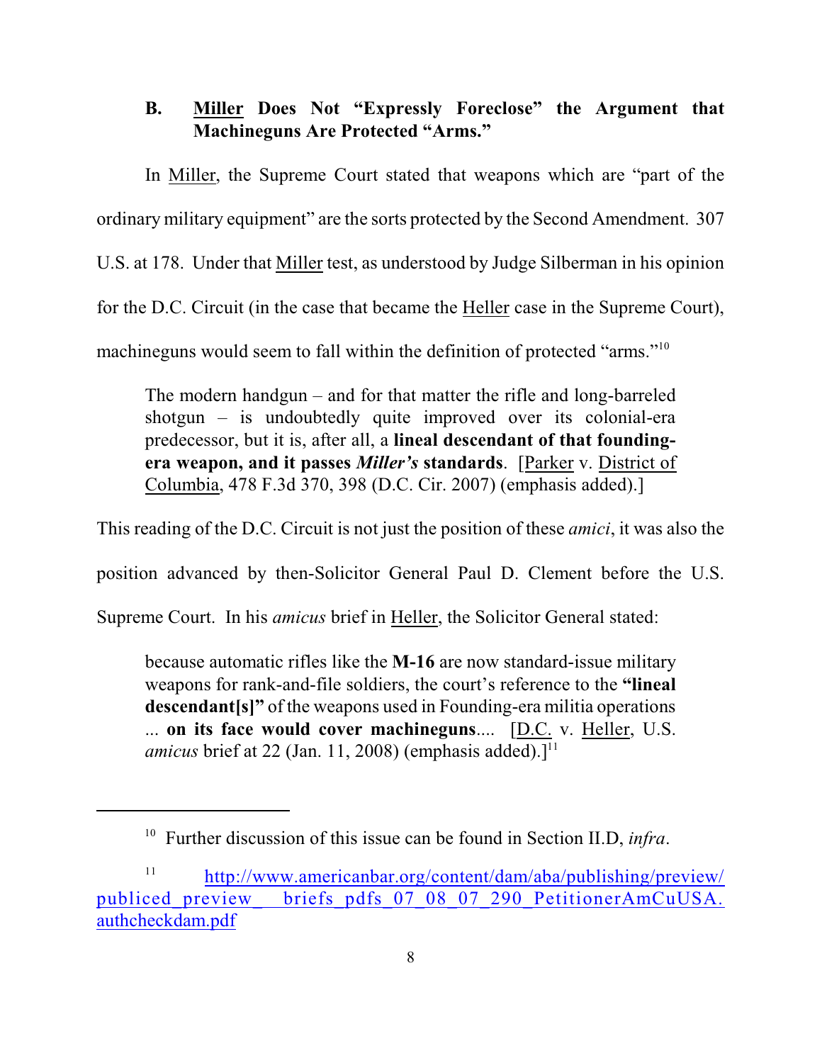### B. Miller Does Not "Expressly Foreclose" the Argument that Machineguns Are Protected "Arms."

In Miller, the Supreme Court stated that weapons which are "part of the ordinary military equipment" are the sorts protected by the Second Amendment. 307 U.S. at 178. Under that Miller test, as understood by Judge Silberman in his opinion for the D.C. Circuit (in the case that became the Heller case in the Supreme Court), machineguns would seem to fall within the definition of protected "arms."[10]

> The modern handgun – and for that matter the rifle and long-barreled shotgun – is undoubtedly quite improved over its colonial-era predecessor, but it is, after all, a **lineal descendant of that founding-era weapon, and it passes *Miller's* standards**. [Parker v. District of Columbia, 478 F.3d 370, 398 (D.C. Cir. 2007) (emphasis added).]

This reading of the D.C. Circuit is not just the position of these *amici*, it was also the position advanced by then-Solicitor General Paul D. Clement before the U.S. Supreme Court. In his *amicus* brief in Heller, the Solicitor General stated:

> because automatic rifles like the **M-16** are now standard-issue military weapons for rank-and-file soldiers, the court's reference to the **"lineal descendant[s]"** of the weapons used in Founding-era militia operations ... **on its face would cover machineguns**.... [D.C. v. Heller, U.S. *amicus* brief at 22 (Jan. 11, 2008) (emphasis added).][11]

---

[10] Further discussion of this issue can be found in Section II.D, *infra*.

[11] http://www.americanbar.org/content/dam/aba/publishing/preview/publiced_preview_briefs_pdfs_07_08_07_290_PetitionerAmCuUSA.authcheckdam.pdf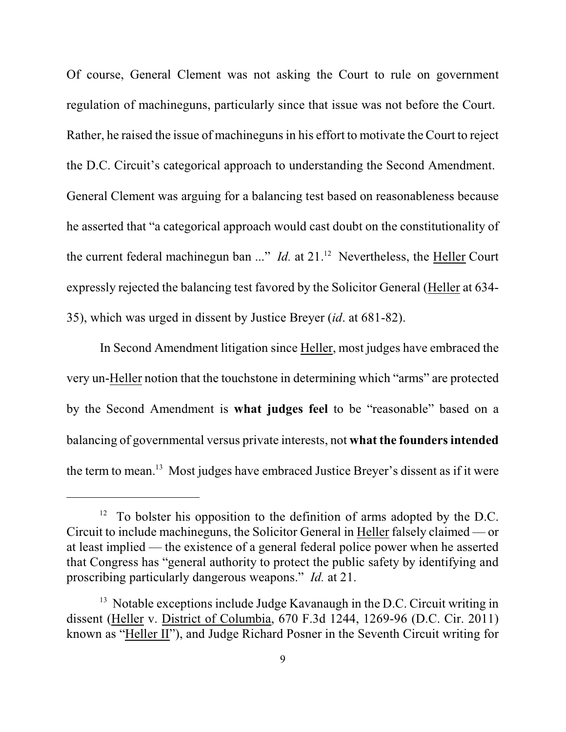Of course, General Clement was not asking the Court to rule on government regulation of machineguns, particularly since that issue was not before the Court. Rather, he raised the issue of machineguns in his effort to motivate the Court to reject the D.C. Circuit's categorical approach to understanding the Second Amendment. General Clement was arguing for a balancing test based on reasonableness because he asserted that "a categorical approach would cast doubt on the constitutionality of the current federal machinegun ban ..." *Id.* at 21.[12] Nevertheless, the Heller Court expressly rejected the balancing test favored by the Solicitor General (Heller at 634-35), which was urged in dissent by Justice Breyer (*id*. at 681-82).

In Second Amendment litigation since Heller, most judges have embraced the very un-Heller notion that the touchstone in determining which "arms" are protected by the Second Amendment is **what judges feel** to be "reasonable" based on a balancing of governmental versus private interests, not **what the founders intended** the term to mean.[13] Most judges have embraced Justice Breyer's dissent as if it were

---

[12] To bolster his opposition to the definition of arms adopted by the D.C. Circuit to include machineguns, the Solicitor General in Heller falsely claimed — or at least implied — the existence of a general federal police power when he asserted that Congress has "general authority to protect the public safety by identifying and proscribing particularly dangerous weapons." *Id.* at 21.

[13] Notable exceptions include Judge Kavanaugh in the D.C. Circuit writing in dissent (Heller v. District of Columbia, 670 F.3d 1244, 1269-96 (D.C. Cir. 2011) known as "Heller II"), and Judge Richard Posner in the Seventh Circuit writing for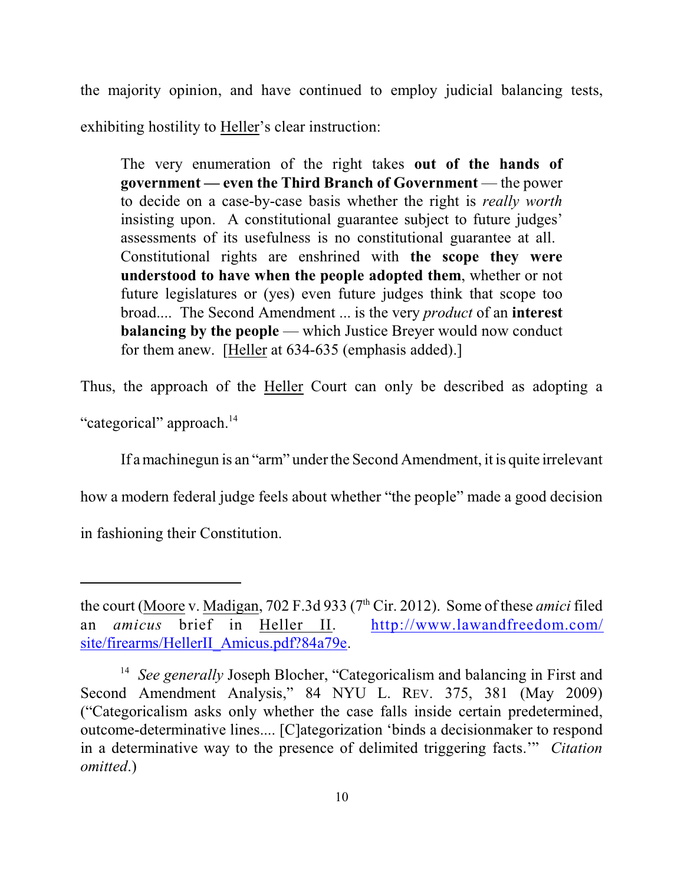the majority opinion, and have continued to employ judicial balancing tests, exhibiting hostility to Heller's clear instruction:

> The very enumeration of the right takes **out of the hands of government — even the Third Branch of Government** — the power to decide on a case-by-case basis whether the right is *really worth* insisting upon. A constitutional guarantee subject to future judges' assessments of its usefulness is no constitutional guarantee at all. Constitutional rights are enshrined with **the scope they were understood to have when the people adopted them**, whether or not future legislatures or (yes) even future judges think that scope too broad.... The Second Amendment ... is the very *product* of an **interest balancing by the people** — which Justice Breyer would now conduct for them anew. [Heller at 634-635 (emphasis added).]

Thus, the approach of the Heller Court can only be described as adopting a "categorical" approach.[14]

If a machinegun is an "arm" under the Second Amendment, it is quite irrelevant how a modern federal judge feels about whether "the people" made a good decision in fashioning their Constitution.

---

the court (Moore v. Madigan, 702 F.3d 933 (7th Cir. 2012). Some of these *amici* filed an *amicus* brief in Heller II. http://www.lawandfreedom.com/site/firearms/HellerII_Amicus.pdf?84a79e.

[14] *See generally* Joseph Blocher, "Categoricalism and balancing in First and Second Amendment Analysis," 84 NYU L. REV. 375, 381 (May 2009) ("Categoricalism asks only whether the case falls inside certain predetermined, outcome-determinative lines.... [C]ategorization 'binds a decisionmaker to respond in a determinative way to the presence of delimited triggering facts.'" *Citation omitted*.)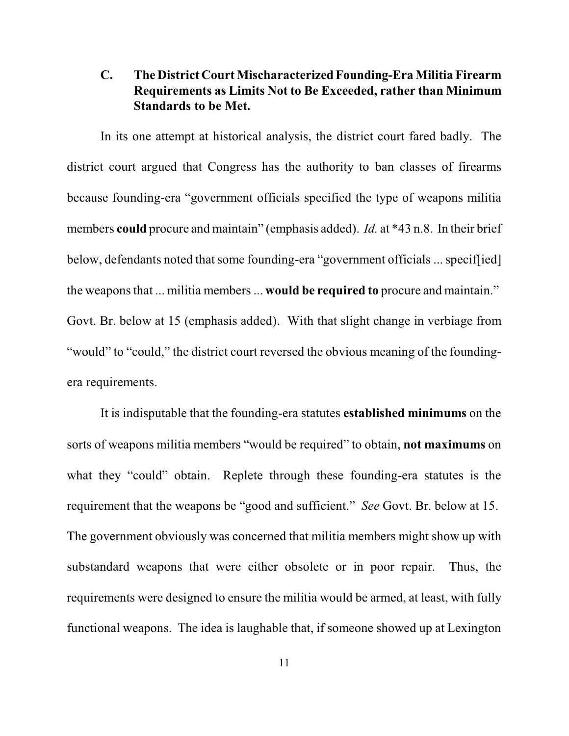### C. The District Court Mischaracterized Founding-Era Militia Firearm Requirements as Limits Not to Be Exceeded, rather than Minimum Standards to be Met.

In its one attempt at historical analysis, the district court fared badly. The district court argued that Congress has the authority to ban classes of firearms because founding-era "government officials specified the type of weapons militia members **could** procure and maintain" (emphasis added). *Id.* at *43 n.8. In their brief below, defendants noted that some founding-era "government officials ... specif[ied] the weapons that ... militia members ... **would be required to** procure and maintain." Govt. Br. below at 15 (emphasis added). With that slight change in verbiage from "would" to "could," the district court reversed the obvious meaning of the founding-era requirements.

It is indisputable that the founding-era statutes **established minimums** on the sorts of weapons militia members "would be required" to obtain, **not maximums** on what they "could" obtain. Replete through these founding-era statutes is the requirement that the weapons be "good and sufficient." *See* Govt. Br. below at 15. The government obviously was concerned that militia members might show up with substandard weapons that were either obsolete or in poor repair. Thus, the requirements were designed to ensure the militia would be armed, at least, with fully functional weapons. The idea is laughable that, if someone showed up at Lexington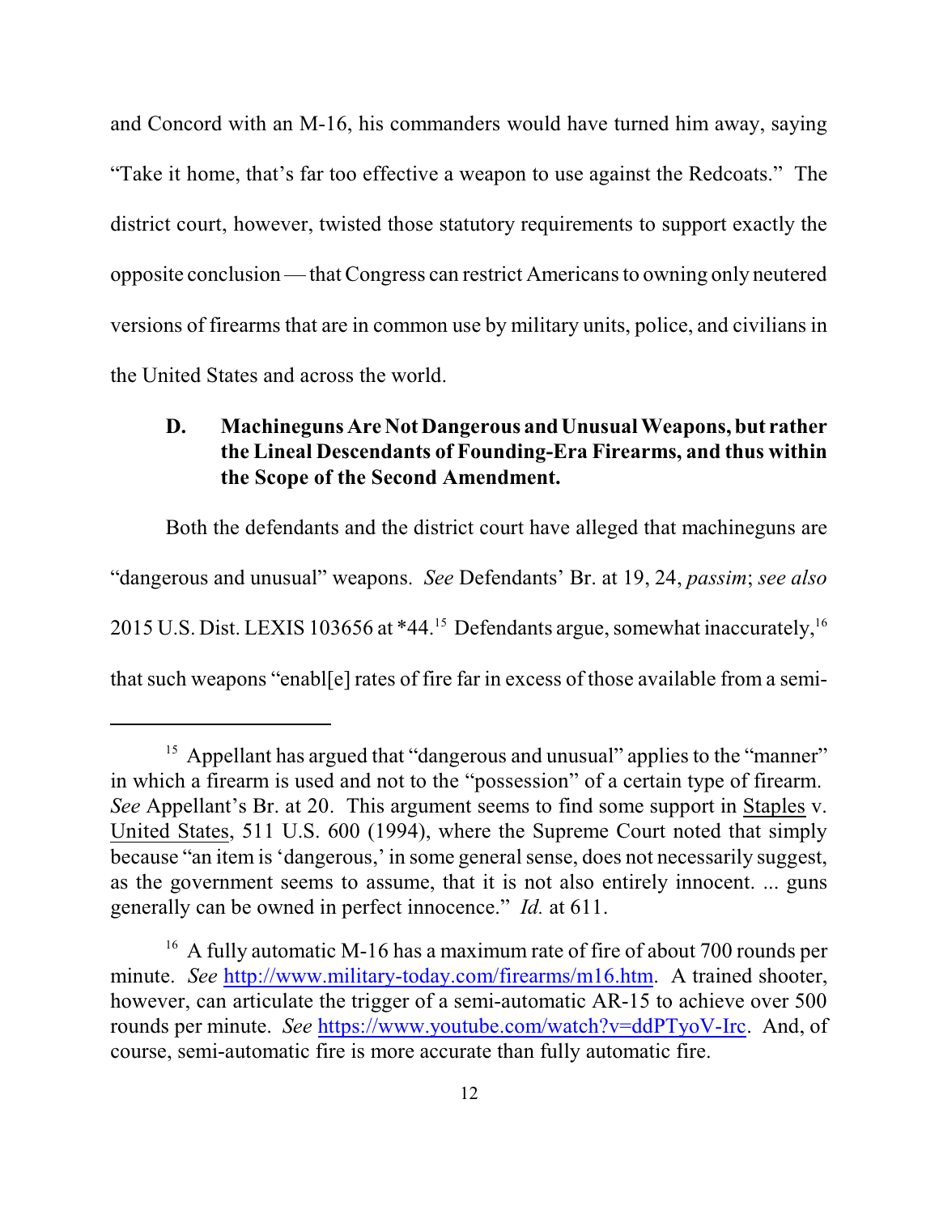and Concord with an M-16, his commanders would have turned him away, saying "Take it home, that's far too effective a weapon to use against the Redcoats." The district court, however, twisted those statutory requirements to support exactly the opposite conclusion — that Congress can restrict Americans to owning only neutered versions of firearms that are in common use by military units, police, and civilians in the United States and across the world.

### D. Machineguns Are Not Dangerous and Unusual Weapons, but rather the Lineal Descendants of Founding-Era Firearms, and thus within the Scope of the Second Amendment.

Both the defendants and the district court have alleged that machineguns are "dangerous and unusual" weapons. *See* Defendants' Br. at 19, 24, *passim*; *see also* 2015 U.S. Dist. LEXIS 103656 at *44.[15] Defendants argue, somewhat inaccurately,[16] that such weapons "enabl[e] rates of fire far in excess of those available from a semi-

---

[15] Appellant has argued that "dangerous and unusual" applies to the "manner" in which a firearm is used and not to the "possession" of a certain type of firearm. *See* Appellant's Br. at 20. This argument seems to find some support in Staples v. United States, 511 U.S. 600 (1994), where the Supreme Court noted that simply because "an item is 'dangerous,' in some general sense, does not necessarily suggest, as the government seems to assume, that it is not also entirely innocent. ... guns generally can be owned in perfect innocence." *Id.* at 611.

[16] A fully automatic M-16 has a maximum rate of fire of about 700 rounds per minute. *See* http://www.military-today.com/firearms/m16.htm. A trained shooter, however, can articulate the trigger of a semi-automatic AR-15 to achieve over 500 rounds per minute. *See* https://www.youtube.com/watch?v=ddPTyoV-Irc. And, of course, semi-automatic fire is more accurate than fully automatic fire.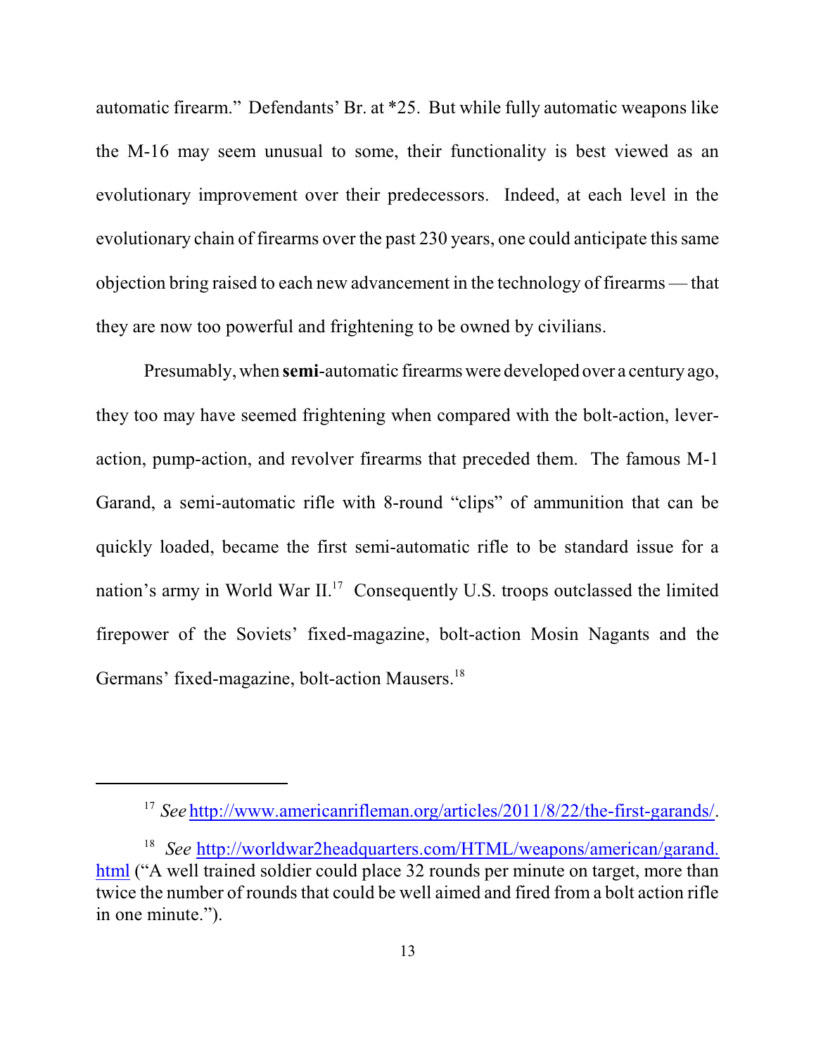automatic firearm." Defendants' Br. at *25. But while fully automatic weapons like the M-16 may seem unusual to some, their functionality is best viewed as an evolutionary improvement over their predecessors. Indeed, at each level in the evolutionary chain of firearms over the past 230 years, one could anticipate this same objection bring raised to each new advancement in the technology of firearms — that they are now too powerful and frightening to be owned by civilians.

Presumably, when **semi**-automatic firearms were developed over a century ago, they too may have seemed frightening when compared with the bolt-action, lever-action, pump-action, and revolver firearms that preceded them. The famous M-1 Garand, a semi-automatic rifle with 8-round "clips" of ammunition that can be quickly loaded, became the first semi-automatic rifle to be standard issue for a nation's army in World War II.[17] Consequently U.S. troops outclassed the limited firepower of the Soviets' fixed-magazine, bolt-action Mosin Nagants and the Germans' fixed-magazine, bolt-action Mausers.[18]

---

[17] *See* http://www.americanrifleman.org/articles/2011/8/22/the-first-garands/.

[18] *See* http://worldwar2headquarters.com/HTML/weapons/american/garand.html ("A well trained soldier could place 32 rounds per minute on target, more than twice the number of rounds that could be well aimed and fired from a bolt action rifle in one minute.").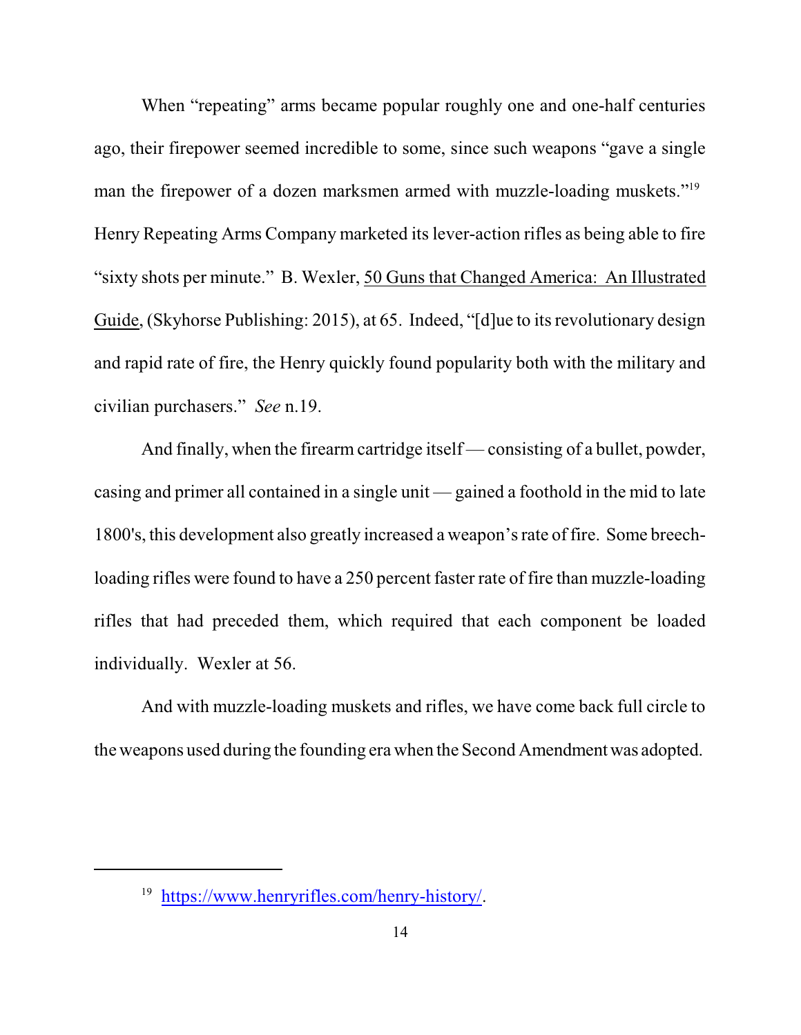When "repeating" arms became popular roughly one and one-half centuries ago, their firepower seemed incredible to some, since such weapons "gave a single man the firepower of a dozen marksmen armed with muzzle-loading muskets."[19] Henry Repeating Arms Company marketed its lever-action rifles as being able to fire "sixty shots per minute." B. Wexler, <u>50 Guns that Changed America: An Illustrated Guide</u>, (Skyhorse Publishing: 2015), at 65. Indeed, "[d]ue to its revolutionary design and rapid rate of fire, the Henry quickly found popularity both with the military and civilian purchasers." *See* n.19.

And finally, when the firearm cartridge itself — consisting of a bullet, powder, casing and primer all contained in a single unit — gained a foothold in the mid to late 1800's, this development also greatly increased a weapon's rate of fire. Some breech-loading rifles were found to have a 250 percent faster rate of fire than muzzle-loading rifles that had preceded them, which required that each component be loaded individually. Wexler at 56.

And with muzzle-loading muskets and rifles, we have come back full circle to the weapons used during the founding era when the Second Amendment was adopted.

---

[19] https://www.henryrifles.com/henry-history/.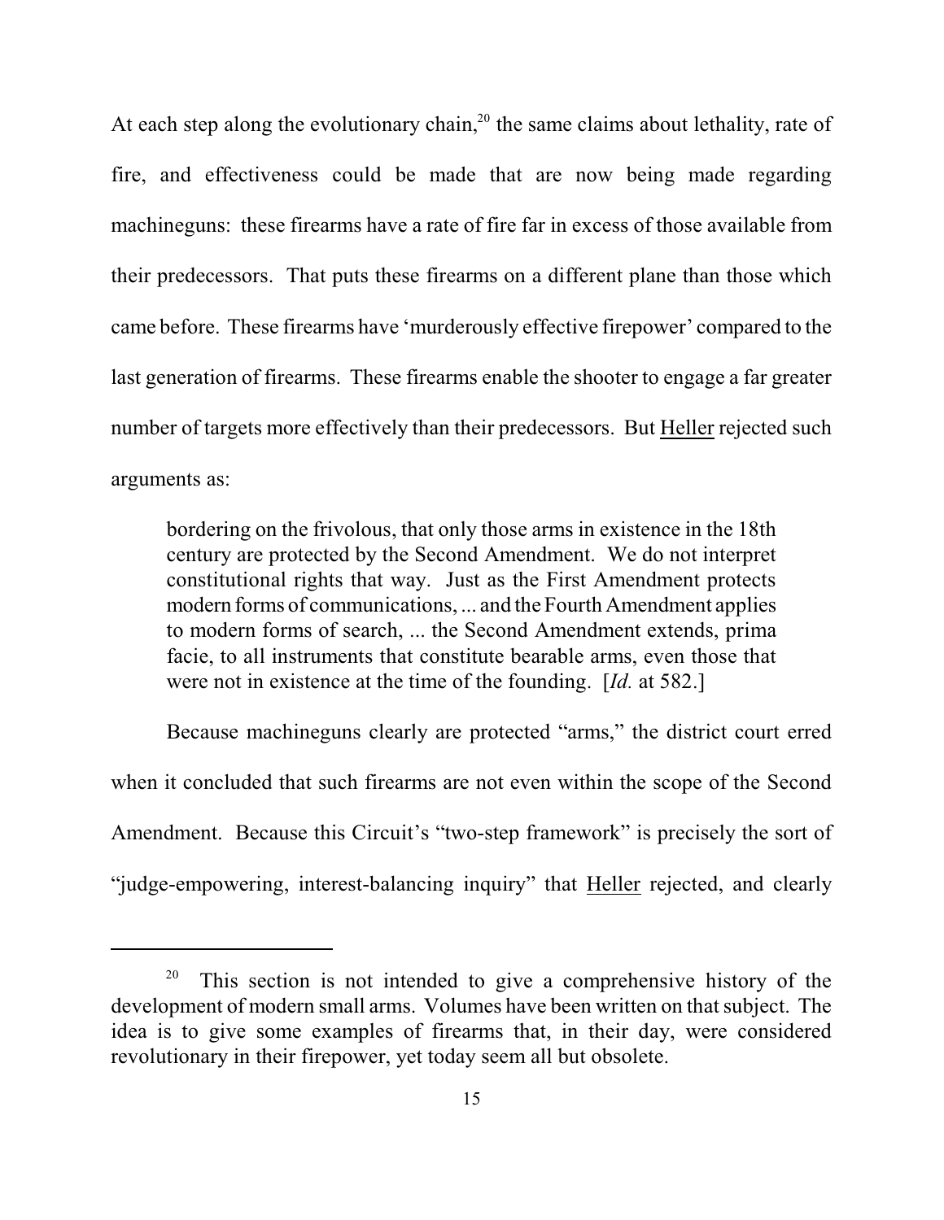At each step along the evolutionary chain,[20] the same claims about lethality, rate of fire, and effectiveness could be made that are now being made regarding machineguns: these firearms have a rate of fire far in excess of those available from their predecessors. That puts these firearms on a different plane than those which came before. These firearms have 'murderously effective firepower' compared to the last generation of firearms. These firearms enable the shooter to engage a far greater number of targets more effectively than their predecessors. But Heller rejected such arguments as:

> bordering on the frivolous, that only those arms in existence in the 18th century are protected by the Second Amendment. We do not interpret constitutional rights that way. Just as the First Amendment protects modern forms of communications, ... and the Fourth Amendment applies to modern forms of search, ... the Second Amendment extends, prima facie, to all instruments that constitute bearable arms, even those that were not in existence at the time of the founding. [*Id.* at 582.]

Because machineguns clearly are protected "arms," the district court erred when it concluded that such firearms are not even within the scope of the Second Amendment. Because this Circuit's "two-step framework" is precisely the sort of "judge-empowering, interest-balancing inquiry" that Heller rejected, and clearly

---

[20] This section is not intended to give a comprehensive history of the development of modern small arms. Volumes have been written on that subject. The idea is to give some examples of firearms that, in their day, were considered revolutionary in their firepower, yet today seem all but obsolete.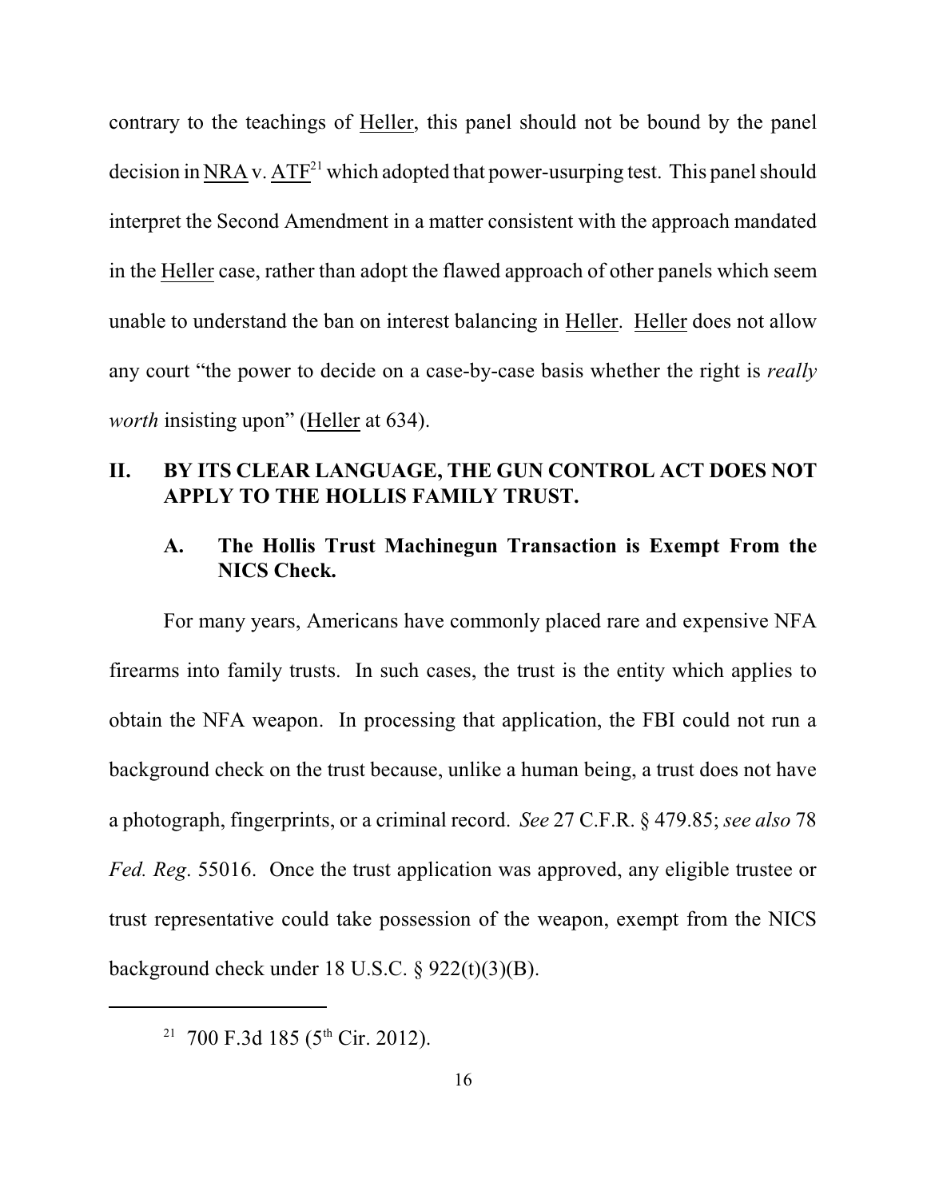contrary to the teachings of Heller, this panel should not be bound by the panel decision in NRA v. ATF[21] which adopted that power-usurping test. This panel should interpret the Second Amendment in a matter consistent with the approach mandated in the Heller case, rather than adopt the flawed approach of other panels which seem unable to understand the ban on interest balancing in Heller. Heller does not allow any court "the power to decide on a case-by-case basis whether the right is *really worth* insisting upon" (Heller at 634).

## II. BY ITS CLEAR LANGUAGE, THE GUN CONTROL ACT DOES NOT APPLY TO THE HOLLIS FAMILY TRUST.

### A. The Hollis Trust Machinegun Transaction is Exempt From the NICS Check.

For many years, Americans have commonly placed rare and expensive NFA firearms into family trusts. In such cases, the trust is the entity which applies to obtain the NFA weapon. In processing that application, the FBI could not run a background check on the trust because, unlike a human being, a trust does not have a photograph, fingerprints, or a criminal record. *See* 27 C.F.R. § 479.85; *see also* 78 *Fed. Reg*. 55016. Once the trust application was approved, any eligible trustee or trust representative could take possession of the weapon, exempt from the NICS background check under 18 U.S.C. § 922(t)(3)(B).

---

[21] 700 F.3d 185 (5th Cir. 2012).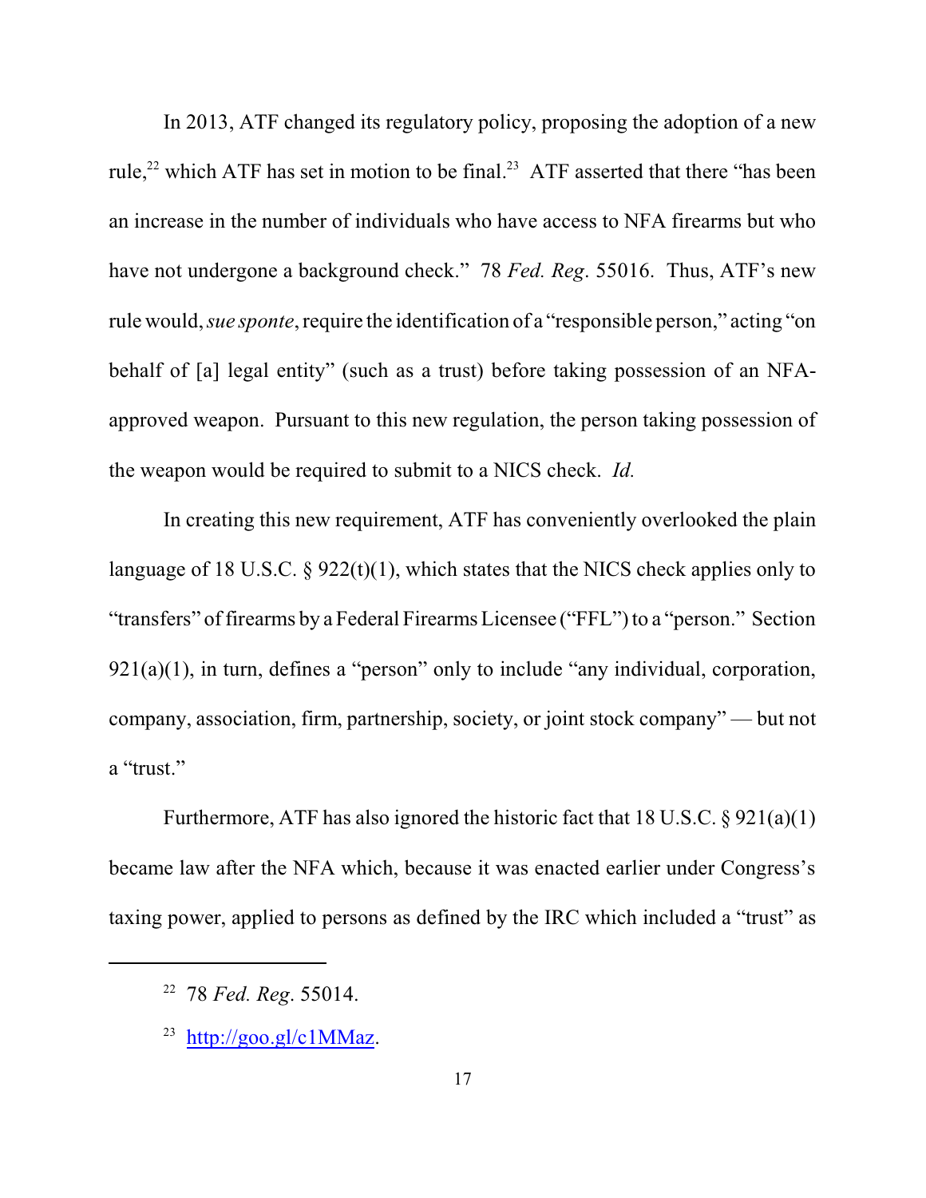In 2013, ATF changed its regulatory policy, proposing the adoption of a new rule,[22] which ATF has set in motion to be final.[23] ATF asserted that there "has been an increase in the number of individuals who have access to NFA firearms but who have not undergone a background check." 78 *Fed. Reg*. 55016. Thus, ATF's new rule would, *sue sponte*, require the identification of a "responsible person," acting "on behalf of [a] legal entity" (such as a trust) before taking possession of an NFA-approved weapon. Pursuant to this new regulation, the person taking possession of the weapon would be required to submit to a NICS check. *Id.*

In creating this new requirement, ATF has conveniently overlooked the plain language of 18 U.S.C. § 922(t)(1), which states that the NICS check applies only to "transfers" of firearms by a Federal Firearms Licensee ("FFL") to a "person." Section 921(a)(1), in turn, defines a "person" only to include "any individual, corporation, company, association, firm, partnership, society, or joint stock company" — but not a "trust."

Furthermore, ATF has also ignored the historic fact that 18 U.S.C. § 921(a)(1) became law after the NFA which, because it was enacted earlier under Congress's taxing power, applied to persons as defined by the IRC which included a "trust" as

---

[22] 78 *Fed. Reg*. 55014.

[23] http://goo.gl/c1MMaz.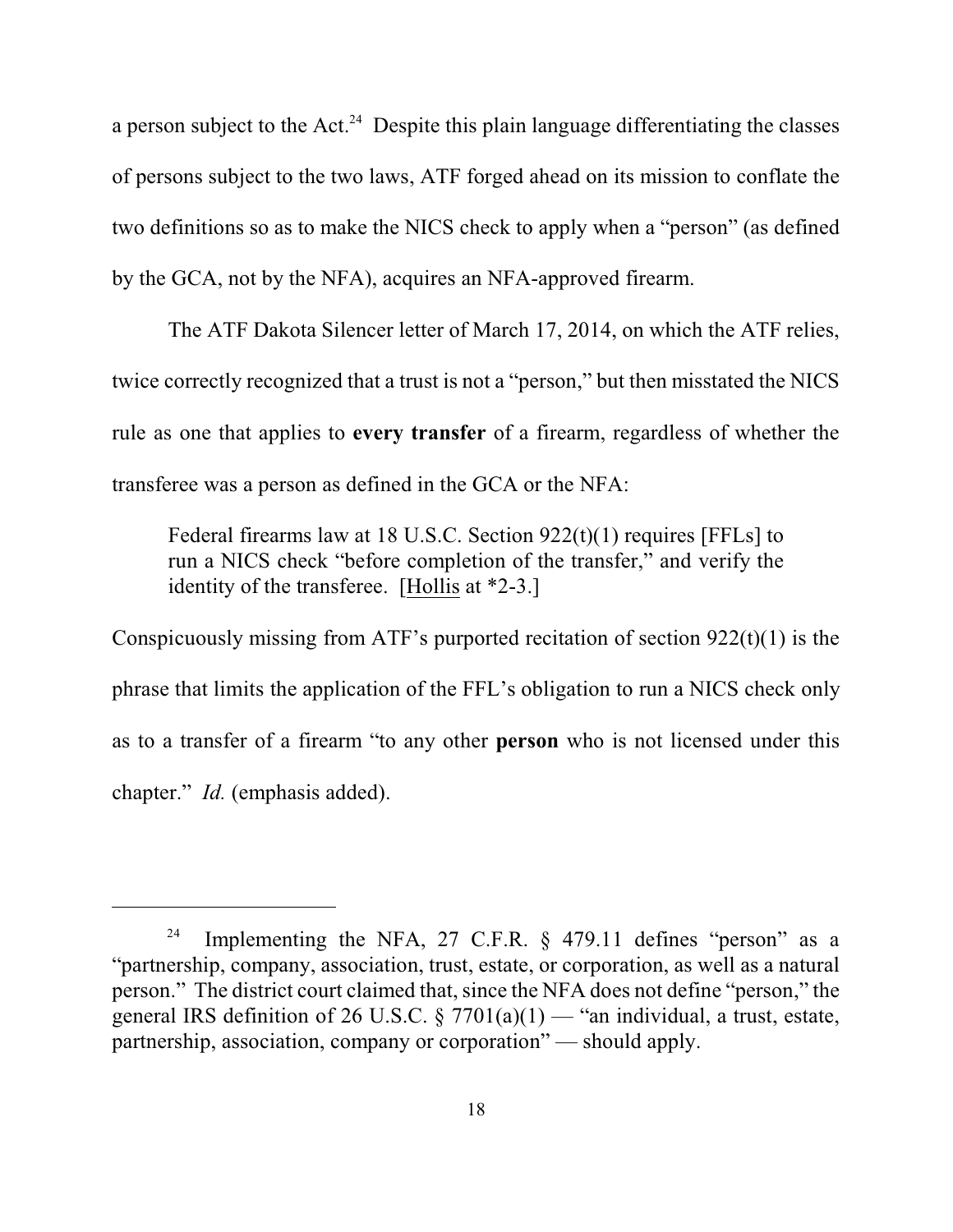a person subject to the Act.[24] Despite this plain language differentiating the classes of persons subject to the two laws, ATF forged ahead on its mission to conflate the two definitions so as to make the NICS check to apply when a "person" (as defined by the GCA, not by the NFA), acquires an NFA-approved firearm.

The ATF Dakota Silencer letter of March 17, 2014, on which the ATF relies, twice correctly recognized that a trust is not a "person," but then misstated the NICS rule as one that applies to **every transfer** of a firearm, regardless of whether the transferee was a person as defined in the GCA or the NFA:

> Federal firearms law at 18 U.S.C. Section 922(t)(1) requires [FFLs] to run a NICS check "before completion of the transfer," and verify the identity of the transferee. [Hollis at *2-3.]

Conspicuously missing from ATF's purported recitation of section 922(t)(1) is the phrase that limits the application of the FFL's obligation to run a NICS check only as to a transfer of a firearm "to any other **person** who is not licensed under this chapter." *Id.* (emphasis added).

---

[24] Implementing the NFA, 27 C.F.R. § 479.11 defines "person" as a "partnership, company, association, trust, estate, or corporation, as well as a natural person." The district court claimed that, since the NFA does not define "person," the general IRS definition of 26 U.S.C. § 7701(a)(1) — "an individual, a trust, estate, partnership, association, company or corporation" — should apply.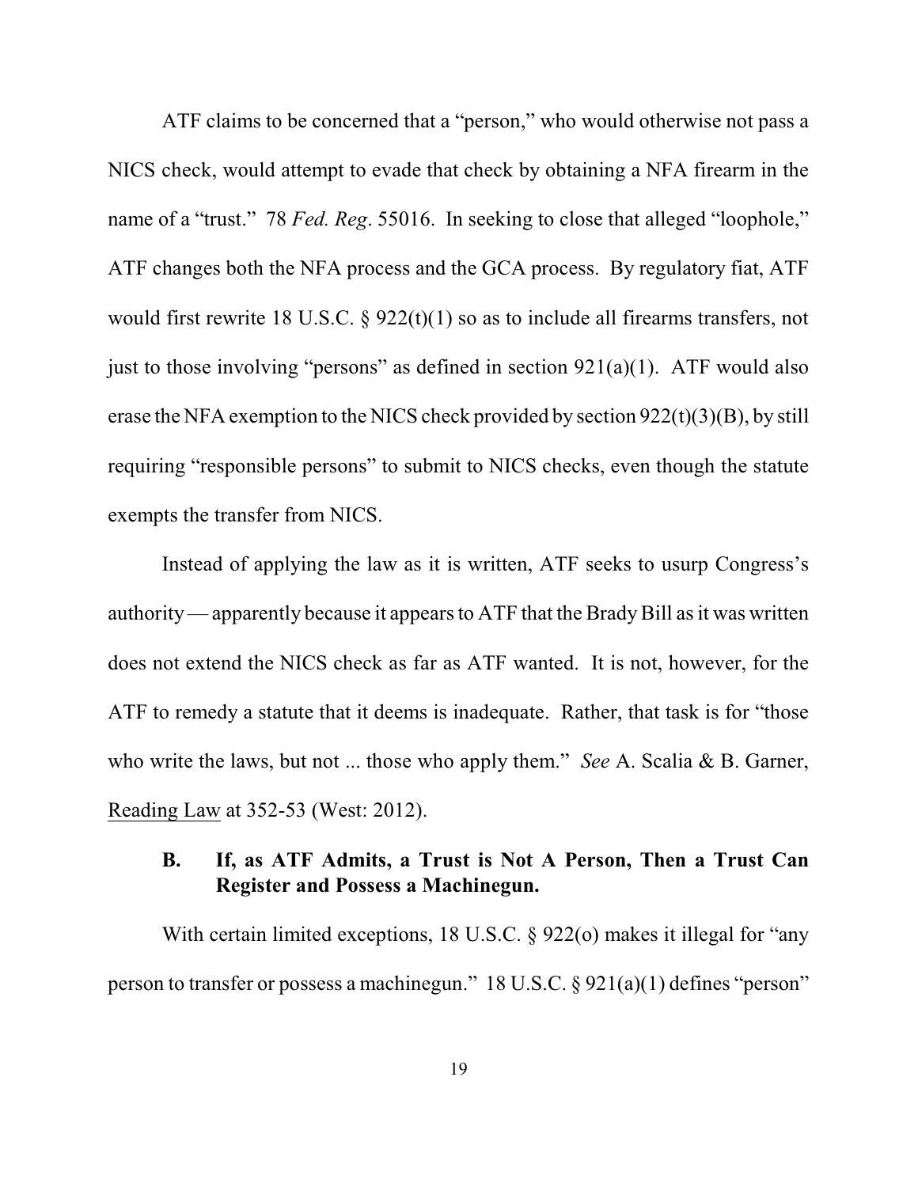ATF claims to be concerned that a "person," who would otherwise not pass a NICS check, would attempt to evade that check by obtaining a NFA firearm in the name of a "trust." 78 *Fed. Reg*. 55016. In seeking to close that alleged "loophole," ATF changes both the NFA process and the GCA process. By regulatory fiat, ATF would first rewrite 18 U.S.C. § 922(t)(1) so as to include all firearms transfers, not just to those involving "persons" as defined in section 921(a)(1). ATF would also erase the NFA exemption to the NICS check provided by section 922(t)(3)(B), by still requiring "responsible persons" to submit to NICS checks, even though the statute exempts the transfer from NICS.

Instead of applying the law as it is written, ATF seeks to usurp Congress's authority — apparently because it appears to ATF that the Brady Bill as it was written does not extend the NICS check as far as ATF wanted. It is not, however, for the ATF to remedy a statute that it deems is inadequate. Rather, that task is for "those who write the laws, but not ... those who apply them." *See* A. Scalia & B. Garner, Reading Law at 352-53 (West: 2012).

### B. If, as ATF Admits, a Trust is Not A Person, Then a Trust Can Register and Possess a Machinegun.

With certain limited exceptions, 18 U.S.C. § 922(o) makes it illegal for "any person to transfer or possess a machinegun." 18 U.S.C. § 921(a)(1) defines "person"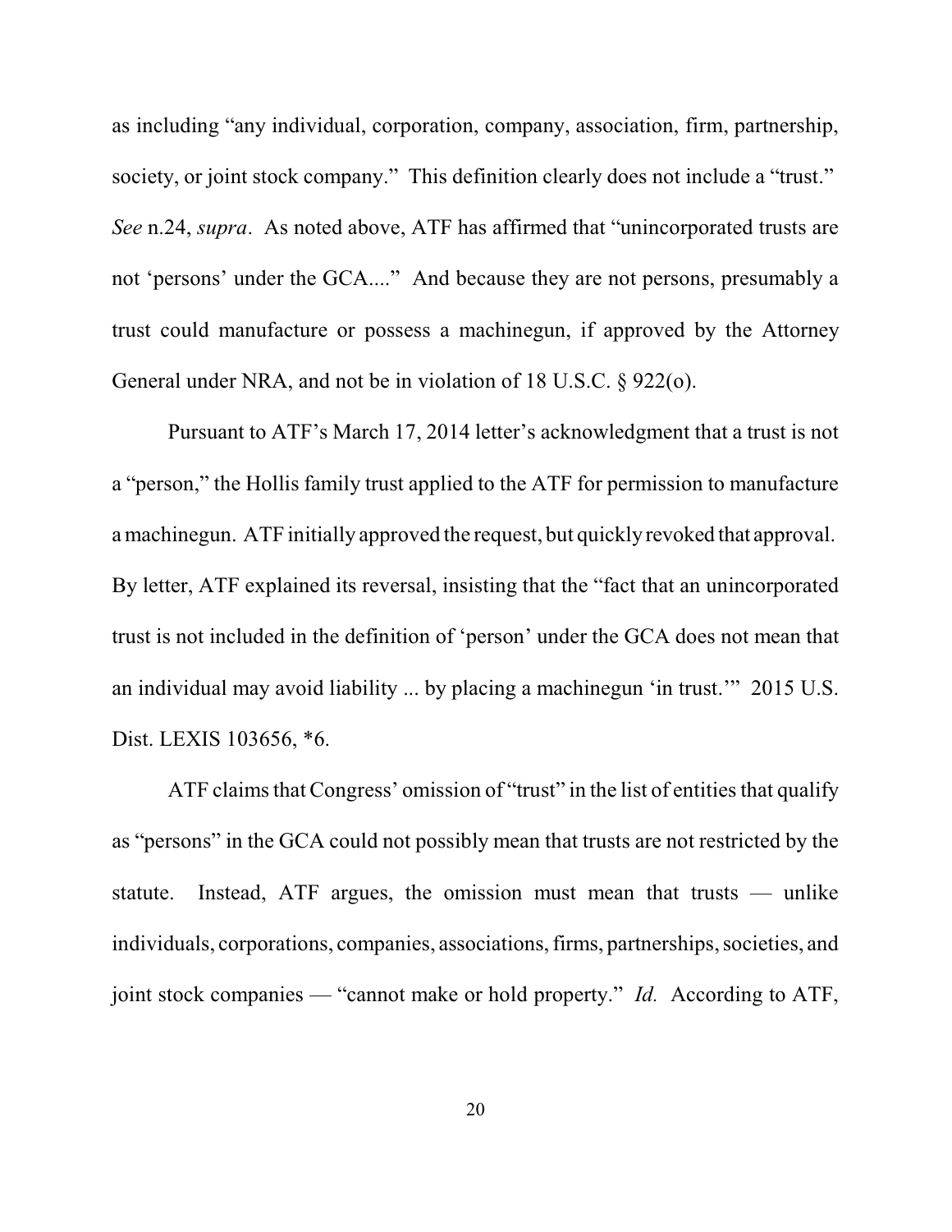as including "any individual, corporation, company, association, firm, partnership, society, or joint stock company." This definition clearly does not include a "trust." *See* n.24, *supra*. As noted above, ATF has affirmed that "unincorporated trusts are not 'persons' under the GCA...." And because they are not persons, presumably a trust could manufacture or possess a machinegun, if approved by the Attorney General under NRA, and not be in violation of 18 U.S.C. § 922(o).

Pursuant to ATF's March 17, 2014 letter's acknowledgment that a trust is not a "person," the Hollis family trust applied to the ATF for permission to manufacture a machinegun. ATF initially approved the request, but quickly revoked that approval. By letter, ATF explained its reversal, insisting that the "fact that an unincorporated trust is not included in the definition of 'person' under the GCA does not mean that an individual may avoid liability ... by placing a machinegun 'in trust.'" 2015 U.S. Dist. LEXIS 103656, *6.

ATF claims that Congress' omission of "trust" in the list of entities that qualify as "persons" in the GCA could not possibly mean that trusts are not restricted by the statute. Instead, ATF argues, the omission must mean that trusts — unlike individuals, corporations, companies, associations, firms, partnerships, societies, and joint stock companies — "cannot make or hold property." *Id.* According to ATF,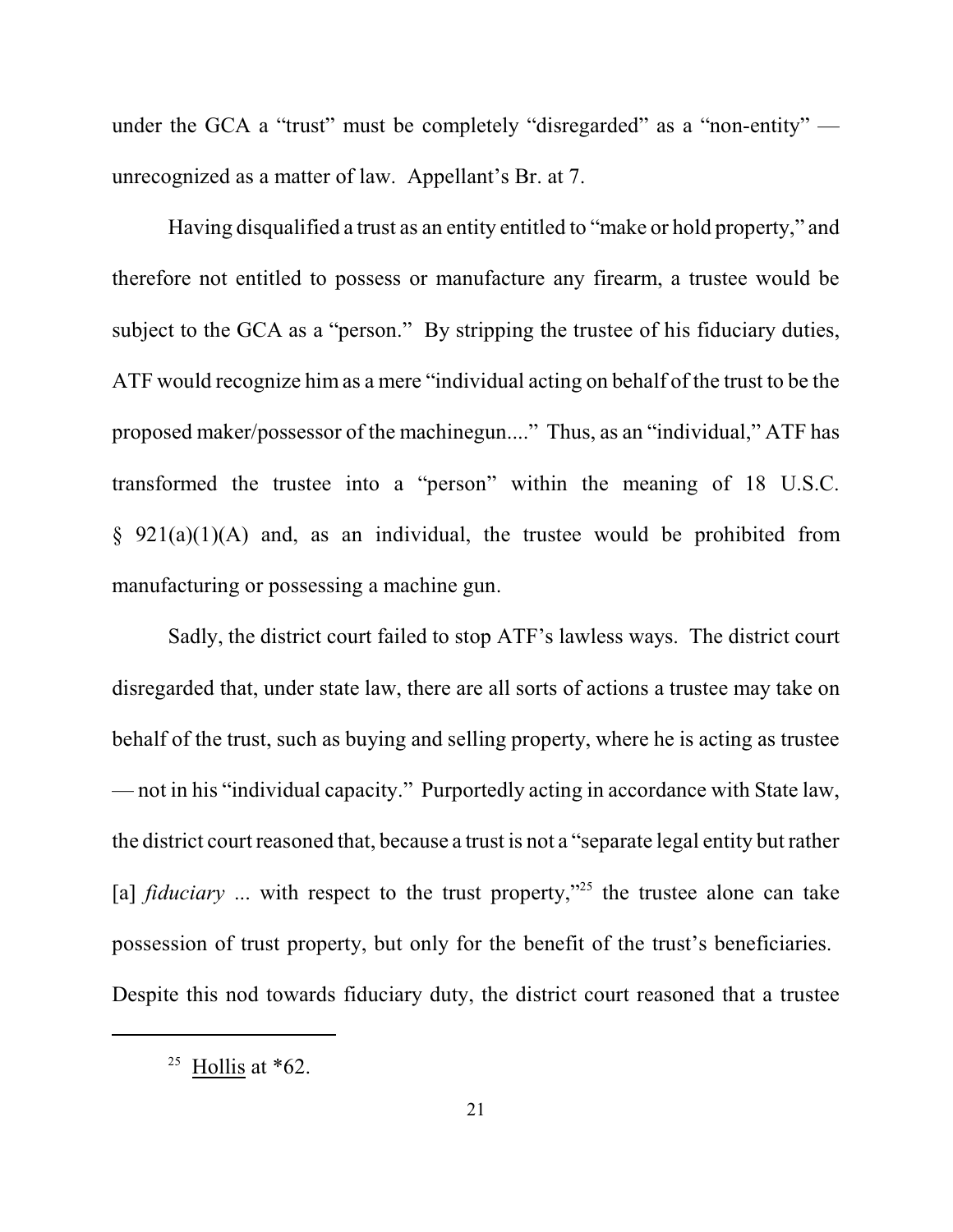under the GCA a "trust" must be completely "disregarded" as a "non-entity" — unrecognized as a matter of law. Appellant's Br. at 7.

Having disqualified a trust as an entity entitled to "make or hold property," and therefore not entitled to possess or manufacture any firearm, a trustee would be subject to the GCA as a "person." By stripping the trustee of his fiduciary duties, ATF would recognize him as a mere "individual acting on behalf of the trust to be the proposed maker/possessor of the machinegun...." Thus, as an "individual," ATF has transformed the trustee into a "person" within the meaning of 18 U.S.C. § 921(a)(1)(A) and, as an individual, the trustee would be prohibited from manufacturing or possessing a machine gun.

Sadly, the district court failed to stop ATF's lawless ways. The district court disregarded that, under state law, there are all sorts of actions a trustee may take on behalf of the trust, such as buying and selling property, where he is acting as trustee — not in his "individual capacity." Purportedly acting in accordance with State law, the district court reasoned that, because a trust is not a "separate legal entity but rather [a] *fiduciary* ... with respect to the trust property,"[25] the trustee alone can take possession of trust property, but only for the benefit of the trust's beneficiaries. Despite this nod towards fiduciary duty, the district court reasoned that a trustee

---

[25] Hollis at *62.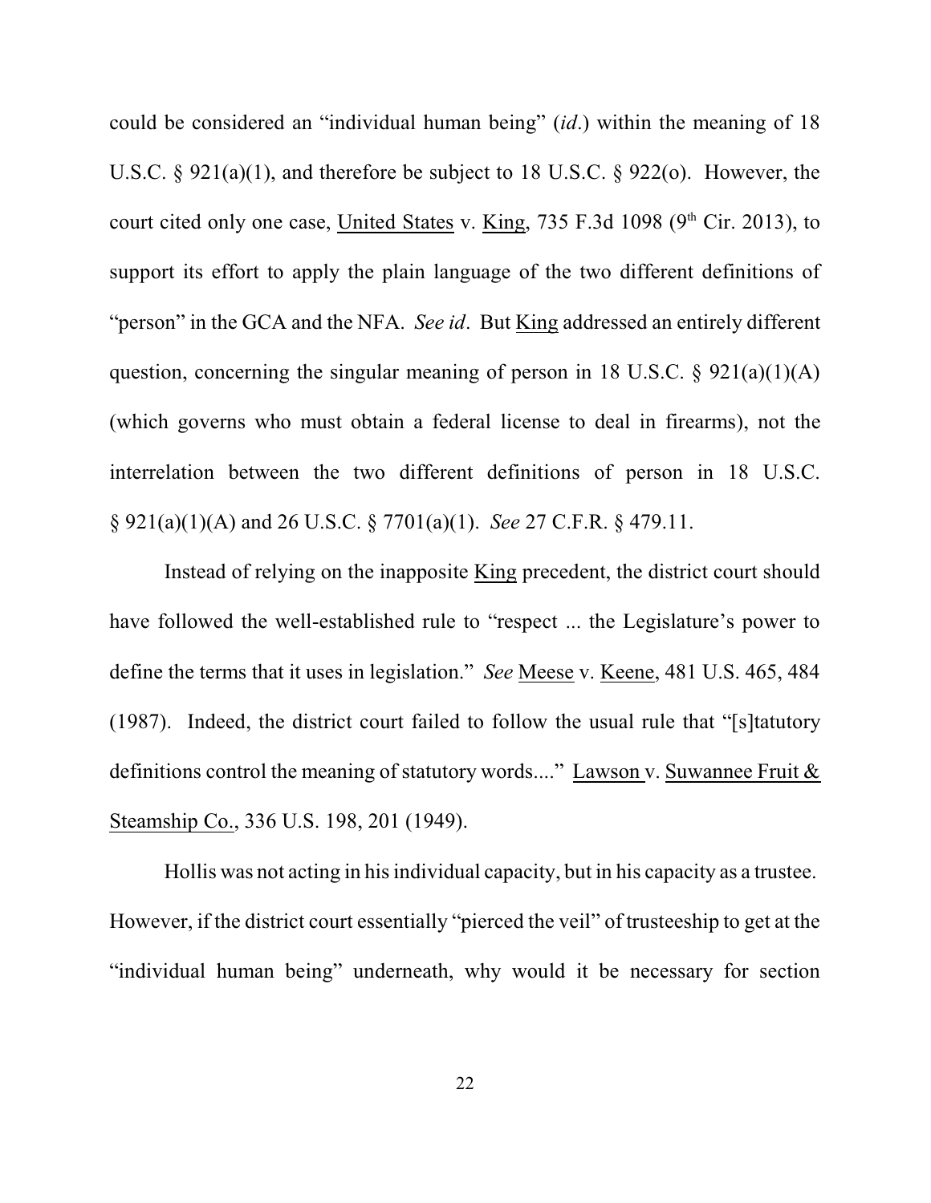could be considered an "individual human being" (*id*.) within the meaning of 18 U.S.C. § 921(a)(1), and therefore be subject to 18 U.S.C. § 922(o). However, the court cited only one case, United States v. King, 735 F.3d 1098 (9th Cir. 2013), to support its effort to apply the plain language of the two different definitions of "person" in the GCA and the NFA. *See id*. But King addressed an entirely different question, concerning the singular meaning of person in 18 U.S.C. § 921(a)(1)(A) (which governs who must obtain a federal license to deal in firearms), not the interrelation between the two different definitions of person in 18 U.S.C. § 921(a)(1)(A) and 26 U.S.C. § 7701(a)(1). *See* 27 C.F.R. § 479.11.

Instead of relying on the inapposite King precedent, the district court should have followed the well-established rule to "respect ... the Legislature's power to define the terms that it uses in legislation." *See* Meese v. Keene, 481 U.S. 465, 484 (1987). Indeed, the district court failed to follow the usual rule that "[s]tatutory definitions control the meaning of statutory words...." Lawson v. Suwannee Fruit & Steamship Co., 336 U.S. 198, 201 (1949).

Hollis was not acting in his individual capacity, but in his capacity as a trustee. However, if the district court essentially "pierced the veil" of trusteeship to get at the "individual human being" underneath, why would it be necessary for section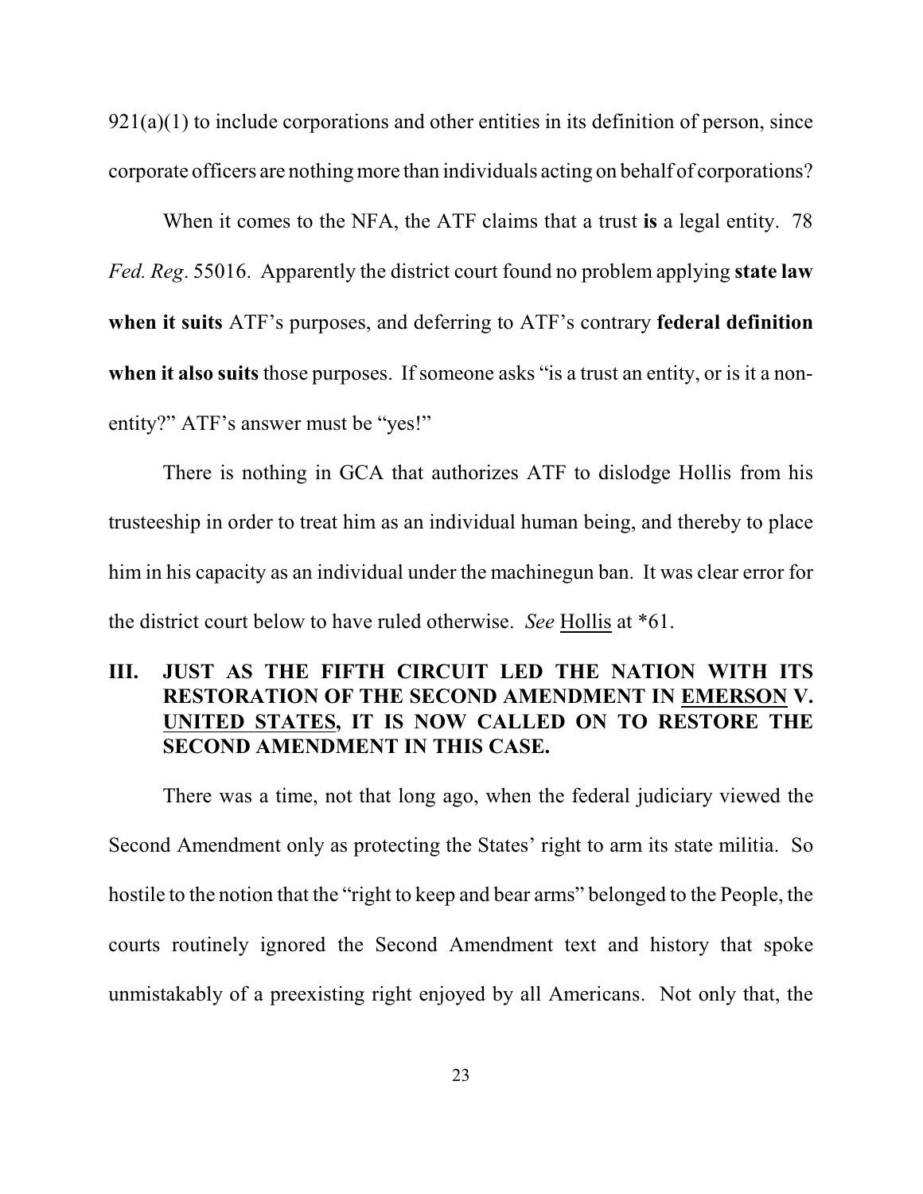921(a)(1) to include corporations and other entities in its definition of person, since corporate officers are nothing more than individuals acting on behalf of corporations?

When it comes to the NFA, the ATF claims that a trust **is** a legal entity. 78 *Fed. Reg*. 55016. Apparently the district court found no problem applying **state law when it suits** ATF's purposes, and deferring to ATF's contrary **federal definition when it also suits** those purposes. If someone asks "is a trust an entity, or is it a non-entity?" ATF's answer must be "yes!"

There is nothing in GCA that authorizes ATF to dislodge Hollis from his trusteeship in order to treat him as an individual human being, and thereby to place him in his capacity as an individual under the machinegun ban. It was clear error for the district court below to have ruled otherwise. *See* Hollis at *61.

## III. JUST AS THE FIFTH CIRCUIT LED THE NATION WITH ITS RESTORATION OF THE SECOND AMENDMENT IN EMERSON V. UNITED STATES, IT IS NOW CALLED ON TO RESTORE THE SECOND AMENDMENT IN THIS CASE.

There was a time, not that long ago, when the federal judiciary viewed the Second Amendment only as protecting the States' right to arm its state militia. So hostile to the notion that the "right to keep and bear arms" belonged to the People, the courts routinely ignored the Second Amendment text and history that spoke unmistakably of a preexisting right enjoyed by all Americans. Not only that, the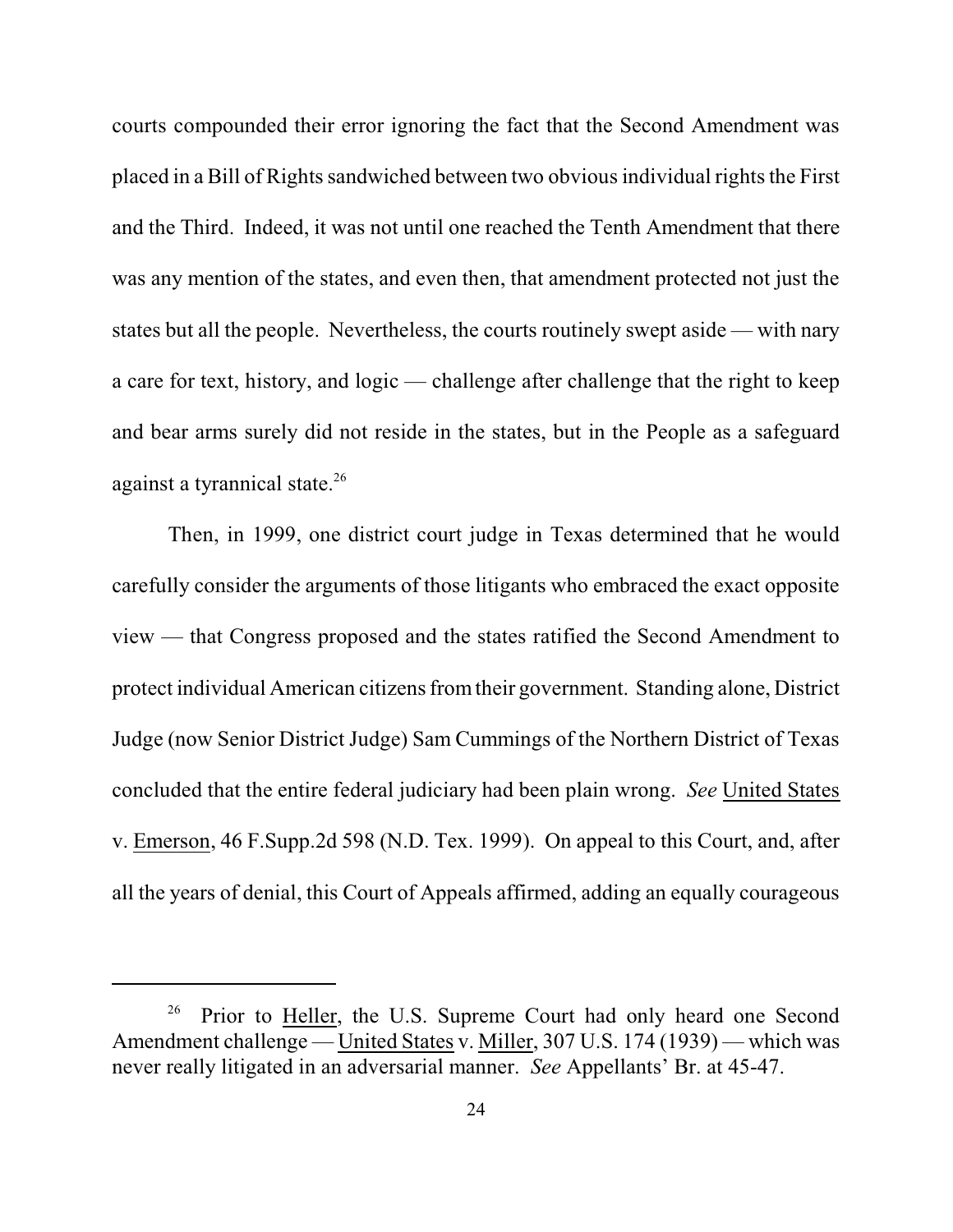courts compounded their error ignoring the fact that the Second Amendment was placed in a Bill of Rights sandwiched between two obvious individual rights the First and the Third. Indeed, it was not until one reached the Tenth Amendment that there was any mention of the states, and even then, that amendment protected not just the states but all the people. Nevertheless, the courts routinely swept aside — with nary a care for text, history, and logic — challenge after challenge that the right to keep and bear arms surely did not reside in the states, but in the People as a safeguard against a tyrannical state.[26]

Then, in 1999, one district court judge in Texas determined that he would carefully consider the arguments of those litigants who embraced the exact opposite view — that Congress proposed and the states ratified the Second Amendment to protect individual American citizens from their government. Standing alone, District Judge (now Senior District Judge) Sam Cummings of the Northern District of Texas concluded that the entire federal judiciary had been plain wrong. *See* United States v. Emerson, 46 F.Supp.2d 598 (N.D. Tex. 1999). On appeal to this Court, and, after all the years of denial, this Court of Appeals affirmed, adding an equally courageous

---

[26] Prior to Heller, the U.S. Supreme Court had only heard one Second Amendment challenge — United States v. Miller, 307 U.S. 174 (1939) — which was never really litigated in an adversarial manner. *See* Appellants' Br. at 45-47.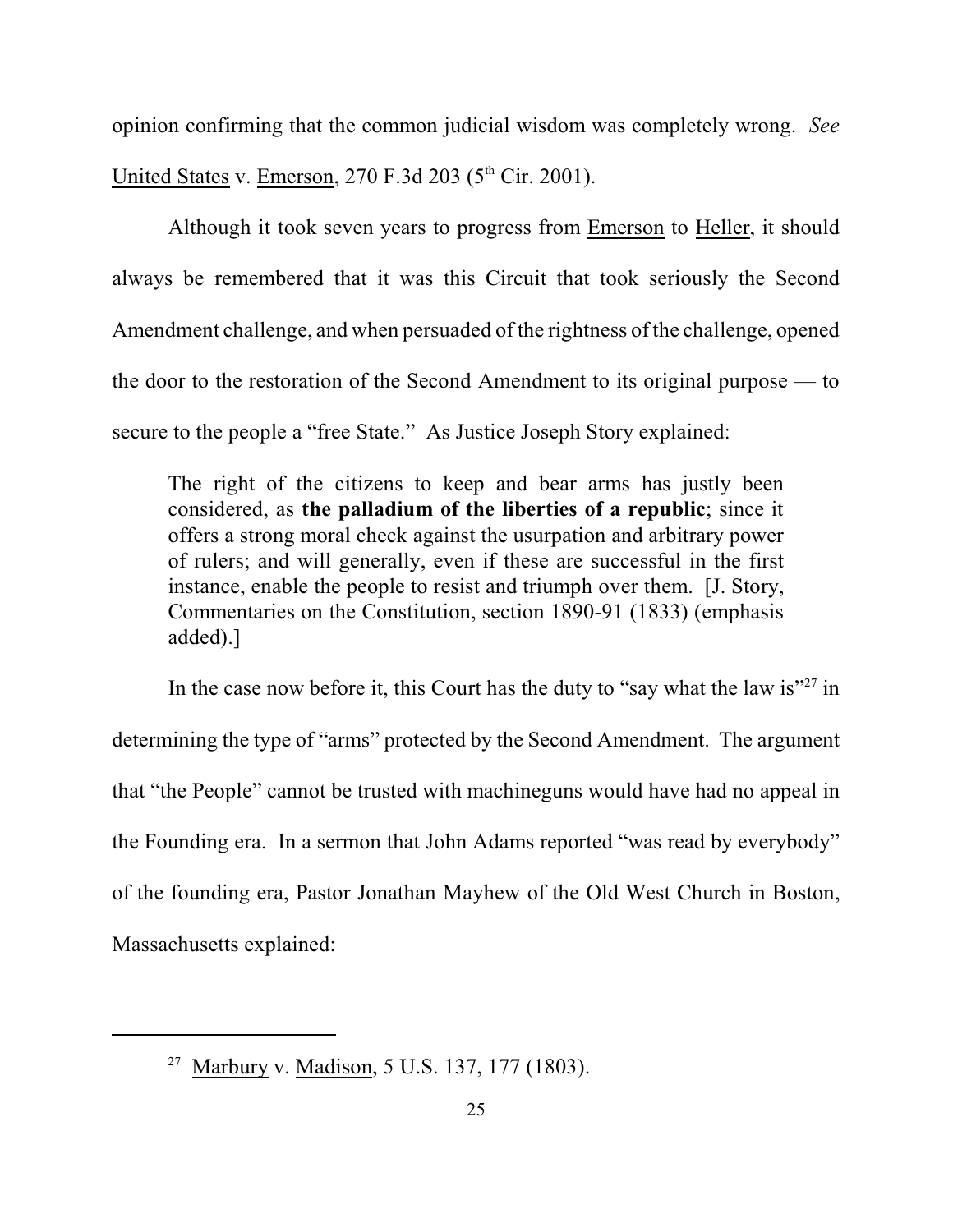opinion confirming that the common judicial wisdom was completely wrong. *See* United States v. Emerson, 270 F.3d 203 (5th Cir. 2001).

Although it took seven years to progress from Emerson to Heller, it should always be remembered that it was this Circuit that took seriously the Second Amendment challenge, and when persuaded of the rightness of the challenge, opened the door to the restoration of the Second Amendment to its original purpose — to secure to the people a "free State." As Justice Joseph Story explained:

> The right of the citizens to keep and bear arms has justly been considered, as **the palladium of the liberties of a republic**; since it offers a strong moral check against the usurpation and arbitrary power of rulers; and will generally, even if these are successful in the first instance, enable the people to resist and triumph over them. [J. Story, Commentaries on the Constitution, section 1890-91 (1833) (emphasis added).]

In the case now before it, this Court has the duty to "say what the law is"[27] in determining the type of "arms" protected by the Second Amendment. The argument that "the People" cannot be trusted with machineguns would have had no appeal in the Founding era. In a sermon that John Adams reported "was read by everybody" of the founding era, Pastor Jonathan Mayhew of the Old West Church in Boston, Massachusetts explained:

---

[27] Marbury v. Madison, 5 U.S. 137, 177 (1803).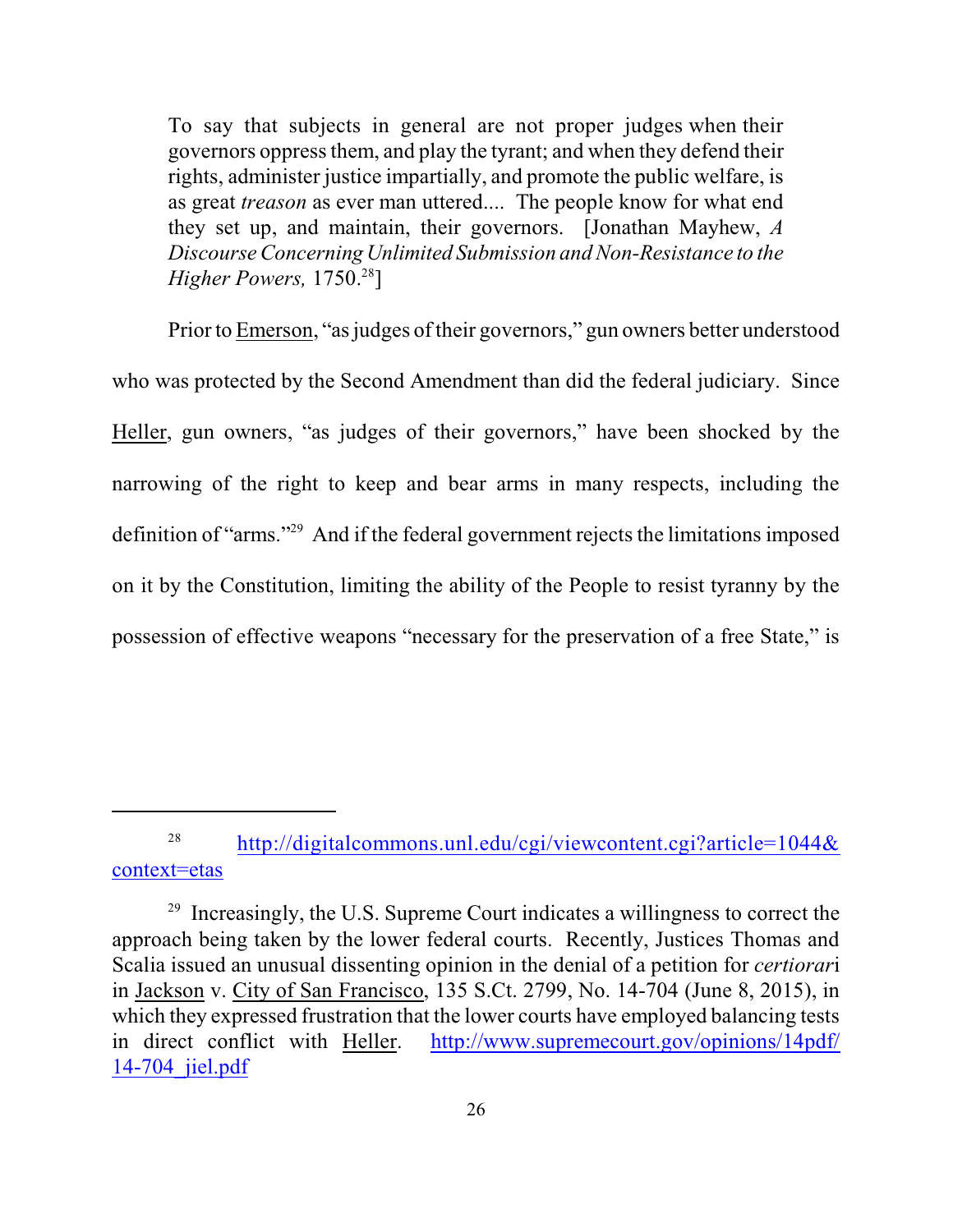> To say that subjects in general are not proper judges when their governors oppress them, and play the tyrant; and when they defend their rights, administer justice impartially, and promote the public welfare, is as great *treason* as ever man uttered.... The people know for what end they set up, and maintain, their governors. [Jonathan Mayhew, *A Discourse Concerning Unlimited Submission and Non-Resistance to the Higher Powers,* 1750.[28]]

Prior to Emerson, "as judges of their governors," gun owners better understood who was protected by the Second Amendment than did the federal judiciary. Since Heller, gun owners, "as judges of their governors," have been shocked by the narrowing of the right to keep and bear arms in many respects, including the definition of "arms."[29] And if the federal government rejects the limitations imposed on it by the Constitution, limiting the ability of the People to resist tyranny by the possession of effective weapons "necessary for the preservation of a free State," is

---

[28] http://digitalcommons.unl.edu/cgi/viewcontent.cgi?article=1044&context=etas

[29] Increasingly, the U.S. Supreme Court indicates a willingness to correct the approach being taken by the lower federal courts. Recently, Justices Thomas and Scalia issued an unusual dissenting opinion in the denial of a petition for *certiorari* in Jackson v. City of San Francisco, 135 S.Ct. 2799, No. 14-704 (June 8, 2015), in which they expressed frustration that the lower courts have employed balancing tests in direct conflict with Heller. http://www.supremecourt.gov/opinions/14pdf/14-704_jiel.pdf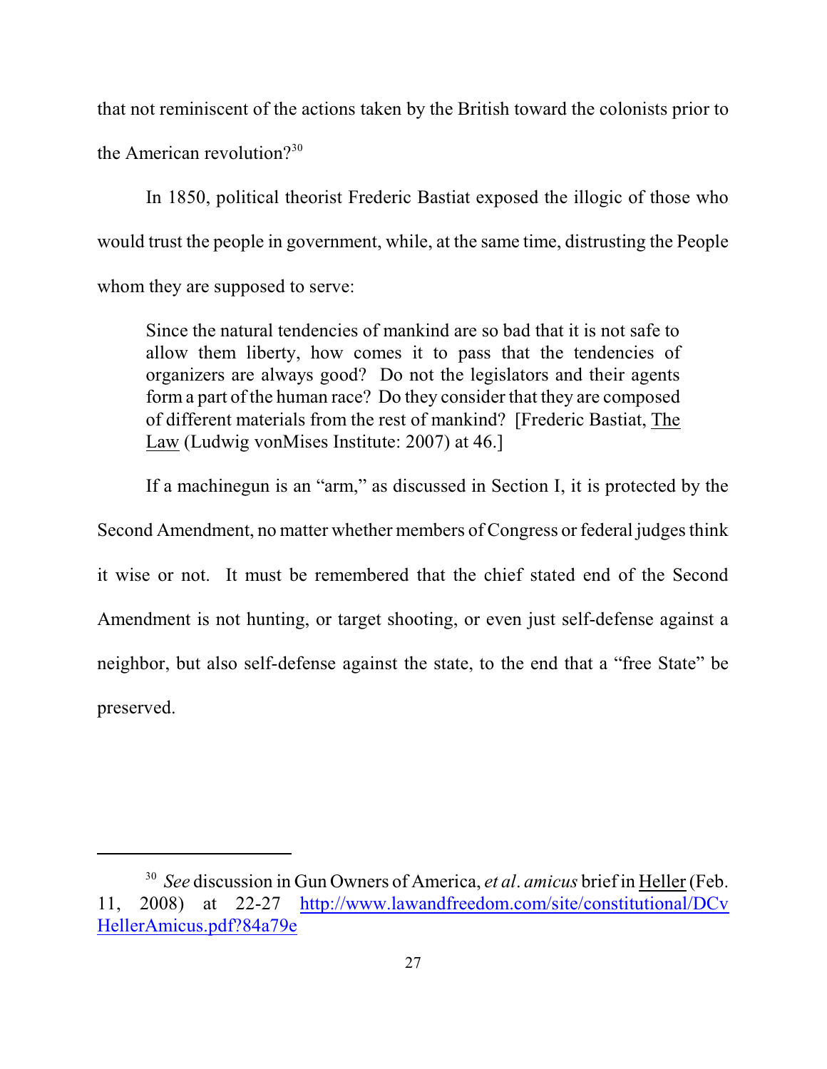that not reminiscent of the actions taken by the British toward the colonists prior to the American revolution?[30]

In 1850, political theorist Frederic Bastiat exposed the illogic of those who would trust the people in government, while, at the same time, distrusting the People whom they are supposed to serve:

> Since the natural tendencies of mankind are so bad that it is not safe to allow them liberty, how comes it to pass that the tendencies of organizers are always good? Do not the legislators and their agents form a part of the human race? Do they consider that they are composed of different materials from the rest of mankind? [Frederic Bastiat, The Law (Ludwig vonMises Institute: 2007) at 46.]

If a machinegun is an "arm," as discussed in Section I, it is protected by the Second Amendment, no matter whether members of Congress or federal judges think it wise or not. It must be remembered that the chief stated end of the Second Amendment is not hunting, or target shooting, or even just self-defense against a neighbor, but also self-defense against the state, to the end that a "free State" be preserved.

---

[30] *See* discussion in Gun Owners of America, *et al*. *amicus* brief in Heller (Feb. 11, 2008) at 22-27 http://www.lawandfreedom.com/site/constitutional/DCvHellerAmicus.pdf?84a79e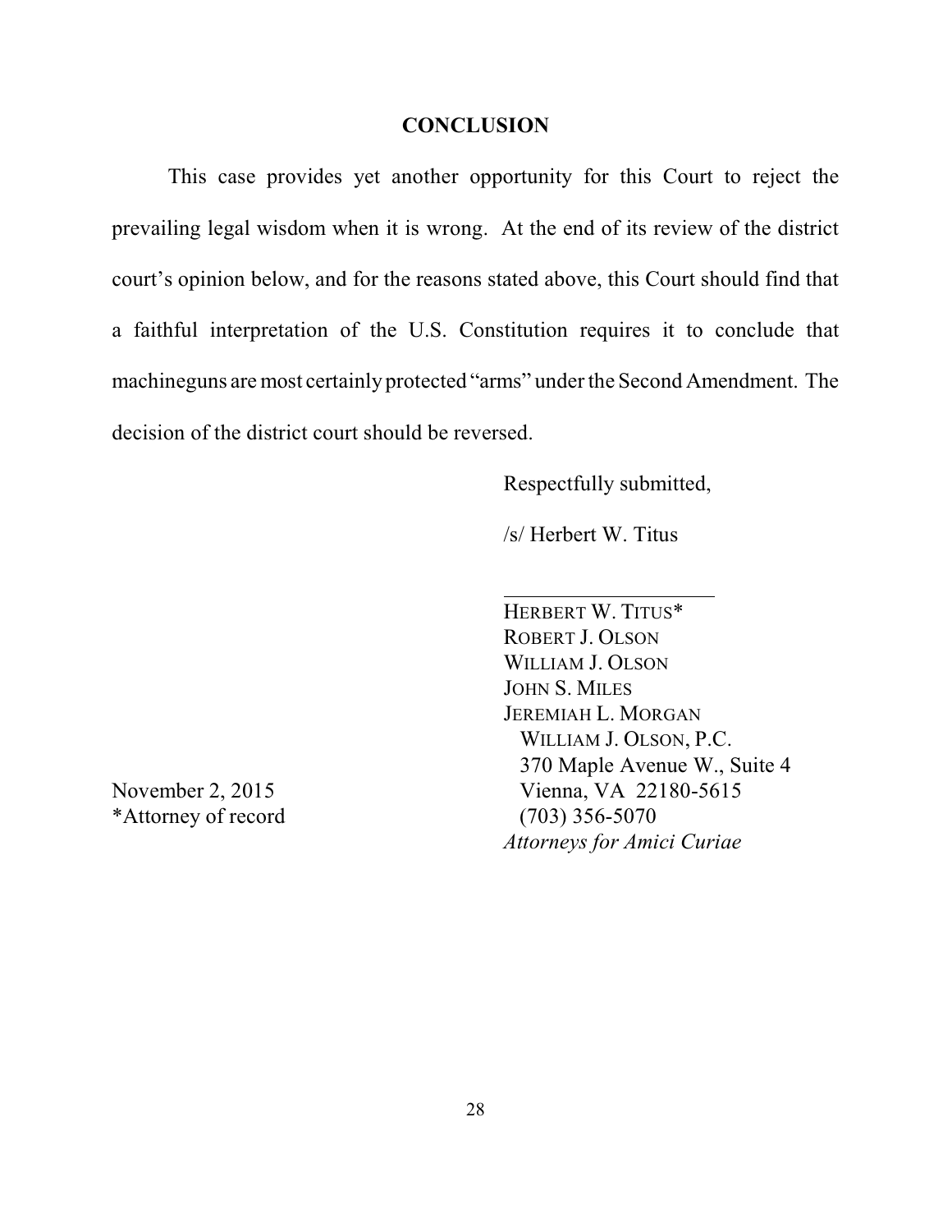## CONCLUSION

This case provides yet another opportunity for this Court to reject the prevailing legal wisdom when it is wrong. At the end of its review of the district court's opinion below, and for the reasons stated above, this Court should find that a faithful interpretation of the U.S. Constitution requires it to conclude that machineguns are most certainly protected "arms" under the Second Amendment. The decision of the district court should be reversed.

Respectfully submitted,

/s/ Herbert W. Titus

HERBERT W. TITUS*
ROBERT J. OLSON
WILLIAM J. OLSON
JOHN S. MILES
JEREMIAH L. MORGAN
WILLIAM J. OLSON, P.C.
370 Maple Avenue W., Suite 4
Vienna, VA 22180-5615
(703) 356-5070
*Attorneys for Amici Curiae*

November 2, 2015
*Attorney of record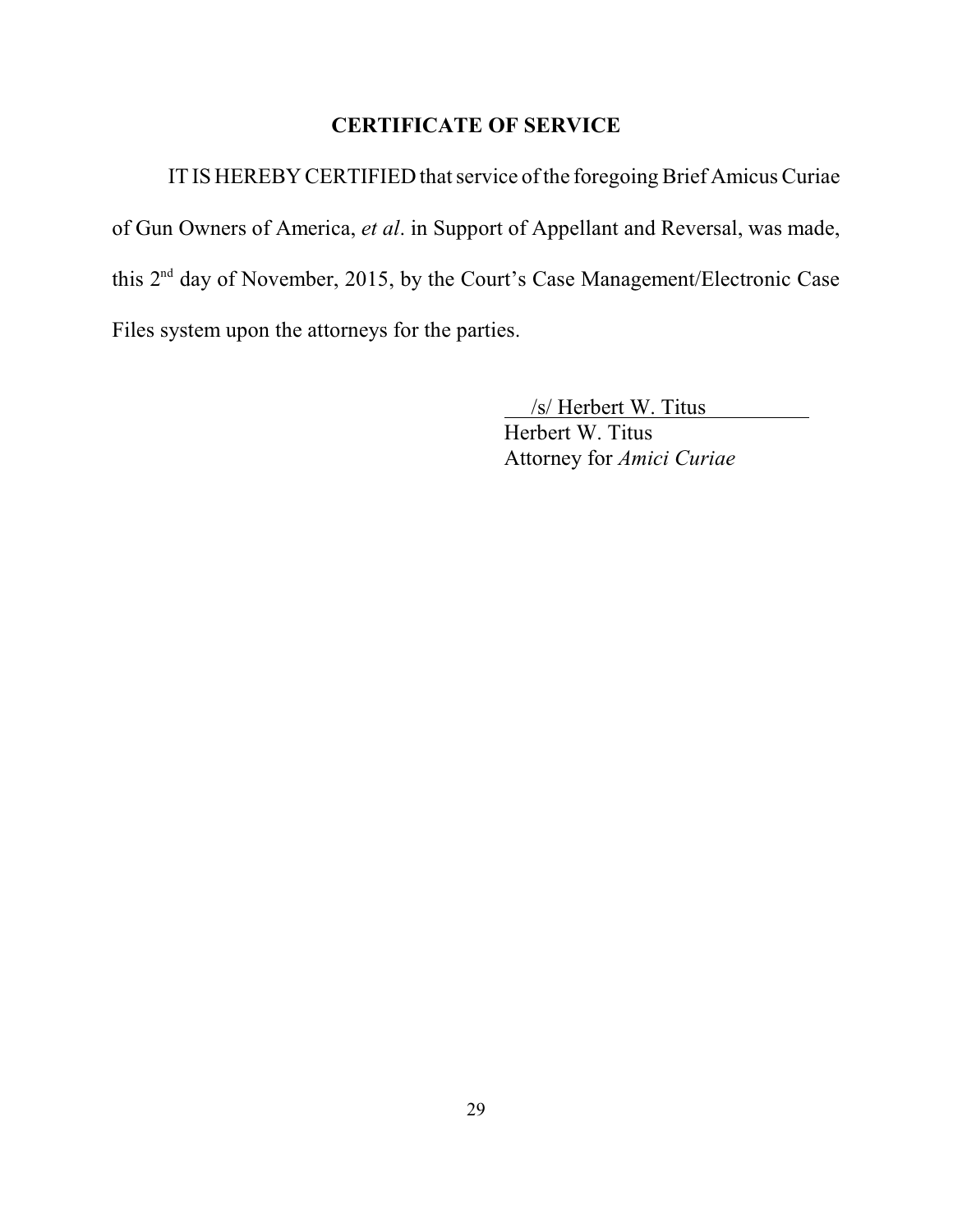## CERTIFICATE OF SERVICE

IT IS HEREBY CERTIFIED that service of the foregoing Brief Amicus Curiae of Gun Owners of America, *et al*. in Support of Appellant and Reversal, was made, this 2nd day of November, 2015, by the Court's Case Management/Electronic Case Files system upon the attorneys for the parties.

/s/ Herbert W. Titus
Herbert W. Titus
Attorney for *Amici Curiae*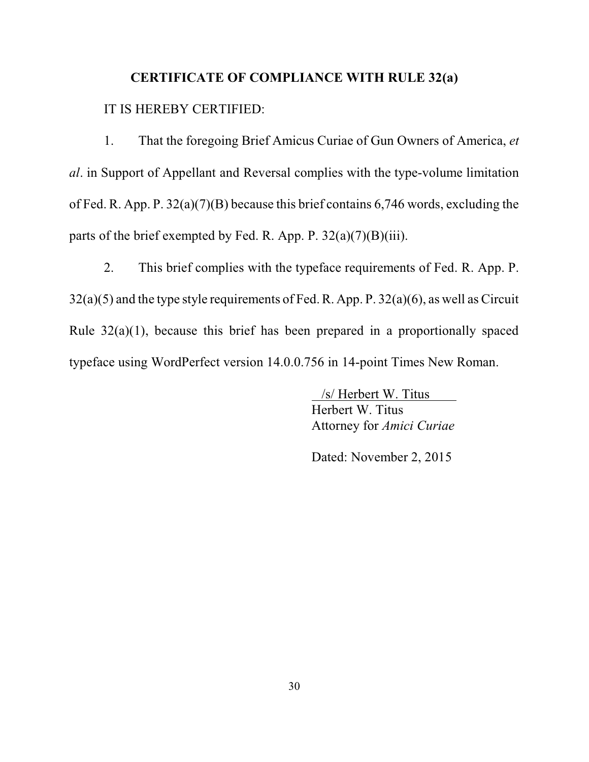## CERTIFICATE OF COMPLIANCE WITH RULE 32(a)

IT IS HEREBY CERTIFIED:

1. That the foregoing Brief Amicus Curiae of Gun Owners of America, *et al*. in Support of Appellant and Reversal complies with the type-volume limitation of Fed. R. App. P. 32(a)(7)(B) because this brief contains 6,746 words, excluding the parts of the brief exempted by Fed. R. App. P. 32(a)(7)(B)(iii).

2. This brief complies with the typeface requirements of Fed. R. App. P. 32(a)(5) and the type style requirements of Fed. R. App. P. 32(a)(6), as well as Circuit Rule 32(a)(1), because this brief has been prepared in a proportionally spaced typeface using WordPerfect version 14.0.0.756 in 14-point Times New Roman.

/s/ Herbert W. Titus
Herbert W. Titus
Attorney for *Amici Curiae*

Dated: November 2, 2015